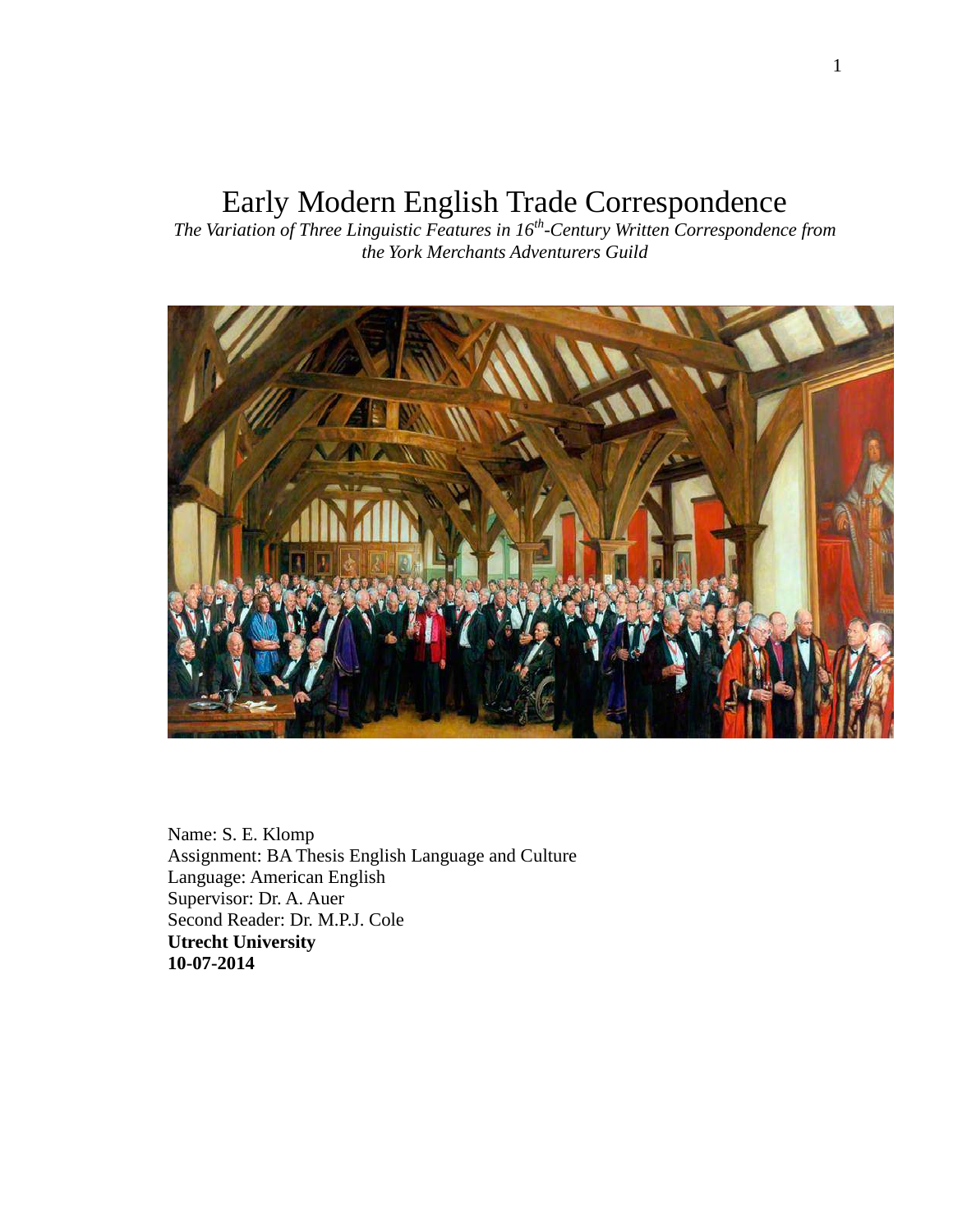# Early Modern English Trade Correspondence

*The Variation of Three Linguistic Features in 16th-Century Written Correspondence from the York Merchants Adventurers Guild*

Name: S. E. Klomp
Assignment: BA Thesis English Language and Culture
Language: American English
Supervisor: Dr. A. Auer
Second Reader: Dr. M.P.J. Cole
**Utrecht University**
**10-07-2014**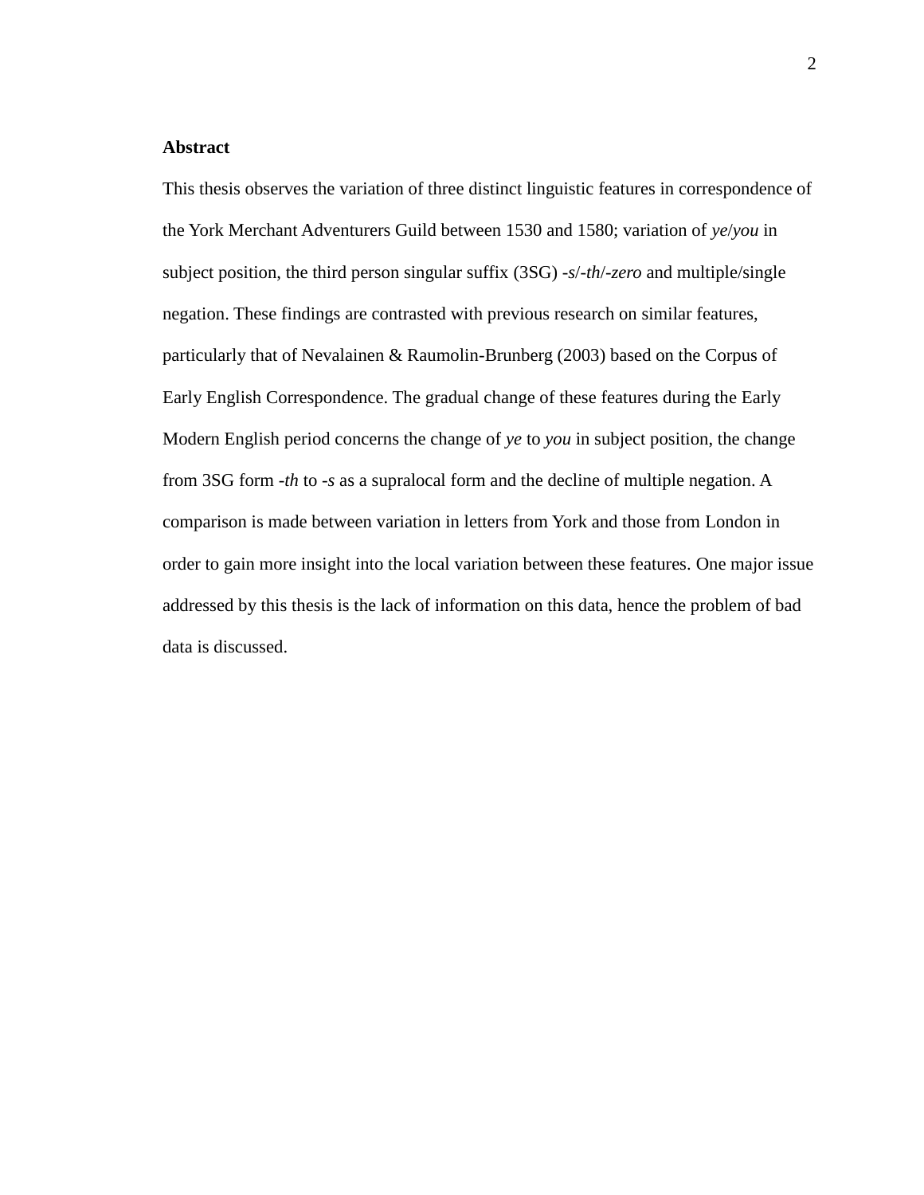**Abstract**

This thesis observes the variation of three distinct linguistic features in correspondence of the York Merchant Adventurers Guild between 1530 and 1580; variation of *ye*/*you* in subject position, the third person singular suffix (3SG) -*s*/-*th*/-*zero* and multiple/single negation. These findings are contrasted with previous research on similar features, particularly that of Nevalainen & Raumolin-Brunberg (2003) based on the Corpus of Early English Correspondence. The gradual change of these features during the Early Modern English period concerns the change of *ye* to *you* in subject position, the change from 3SG form -*th* to -*s* as a supralocal form and the decline of multiple negation. A comparison is made between variation in letters from York and those from London in order to gain more insight into the local variation between these features. One major issue addressed by this thesis is the lack of information on this data, hence the problem of bad data is discussed.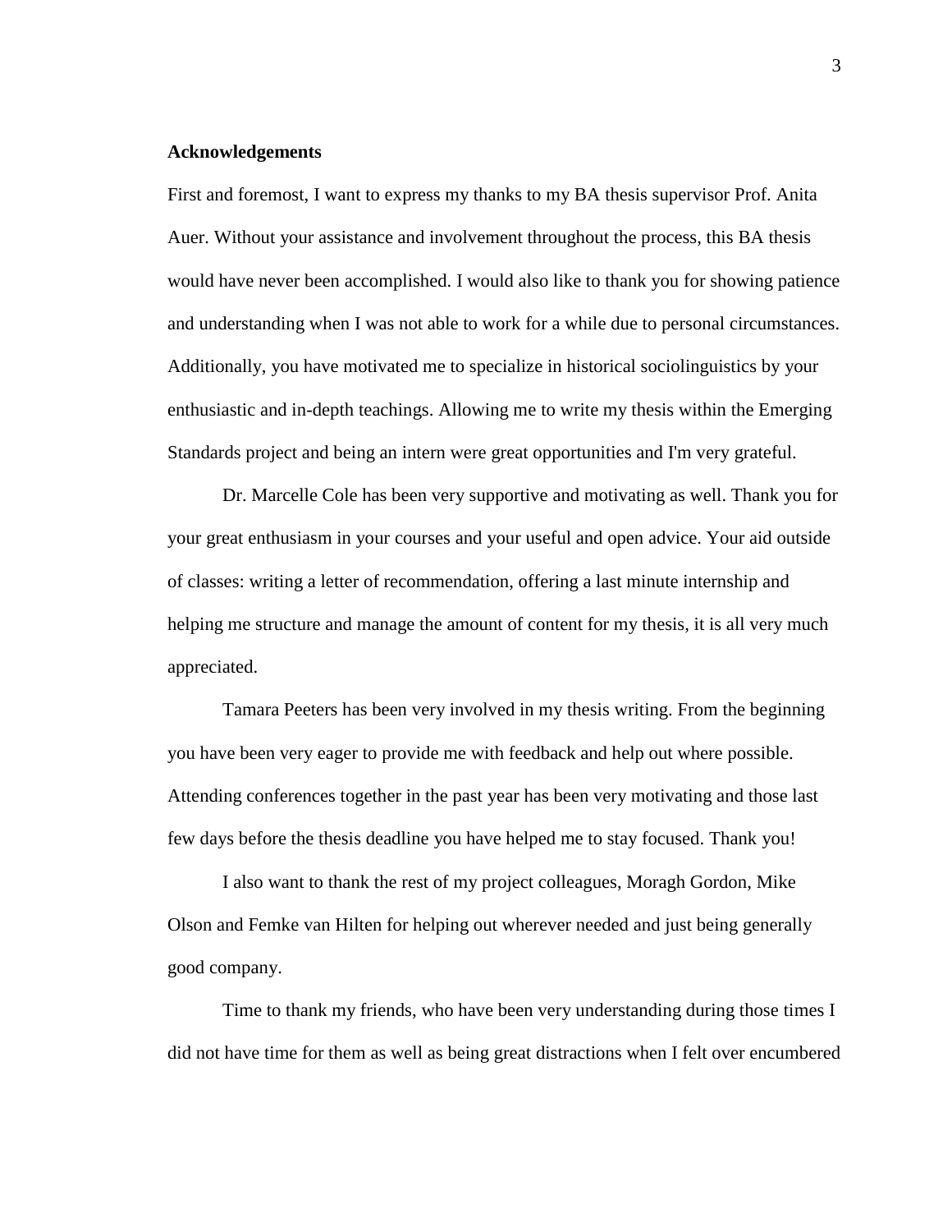## Acknowledgements

First and foremost, I want to express my thanks to my BA thesis supervisor Prof. Anita Auer. Without your assistance and involvement throughout the process, this BA thesis would have never been accomplished. I would also like to thank you for showing patience and understanding when I was not able to work for a while due to personal circumstances. Additionally, you have motivated me to specialize in historical sociolinguistics by your enthusiastic and in-depth teachings. Allowing me to write my thesis within the Emerging Standards project and being an intern were great opportunities and I'm very grateful.

Dr. Marcelle Cole has been very supportive and motivating as well. Thank you for your great enthusiasm in your courses and your useful and open advice. Your aid outside of classes: writing a letter of recommendation, offering a last minute internship and helping me structure and manage the amount of content for my thesis, it is all very much appreciated.

Tamara Peeters has been very involved in my thesis writing. From the beginning you have been very eager to provide me with feedback and help out where possible. Attending conferences together in the past year has been very motivating and those last few days before the thesis deadline you have helped me to stay focused. Thank you!

I also want to thank the rest of my project colleagues, Moragh Gordon, Mike Olson and Femke van Hilten for helping out wherever needed and just being generally good company.

Time to thank my friends, who have been very understanding during those times I did not have time for them as well as being great distractions when I felt over encumbered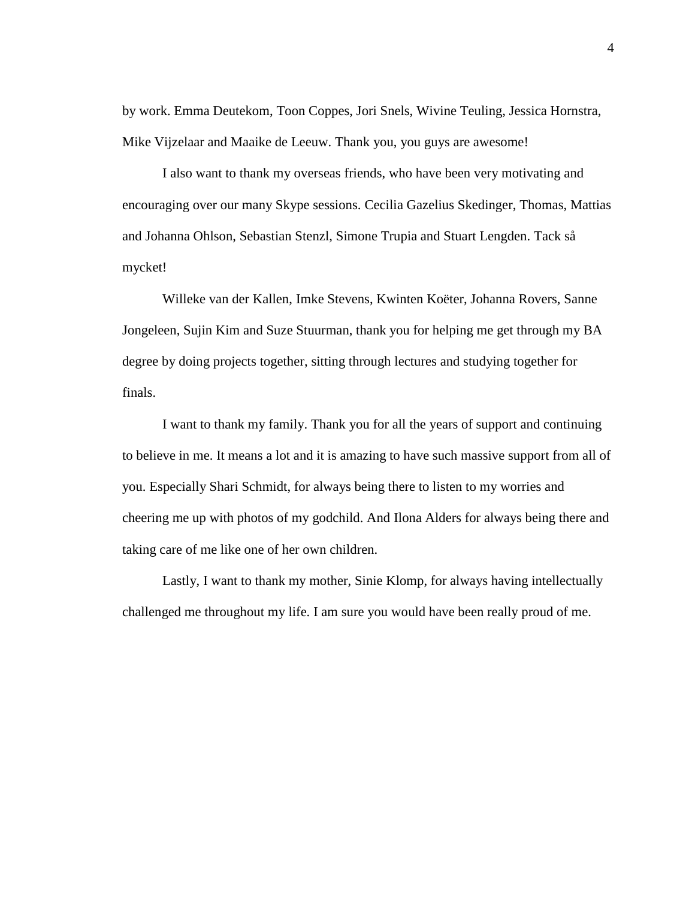by work. Emma Deutekom, Toon Coppes, Jori Snels, Wivine Teuling, Jessica Hornstra, Mike Vijzelaar and Maaike de Leeuw. Thank you, you guys are awesome!

I also want to thank my overseas friends, who have been very motivating and encouraging over our many Skype sessions. Cecilia Gazelius Skedinger, Thomas, Mattias and Johanna Ohlson, Sebastian Stenzl, Simone Trupia and Stuart Lengden. Tack så mycket!

Willeke van der Kallen, Imke Stevens, Kwinten Koëter, Johanna Rovers, Sanne Jongeleen, Sujin Kim and Suze Stuurman, thank you for helping me get through my BA degree by doing projects together, sitting through lectures and studying together for finals.

I want to thank my family. Thank you for all the years of support and continuing to believe in me. It means a lot and it is amazing to have such massive support from all of you. Especially Shari Schmidt, for always being there to listen to my worries and cheering me up with photos of my godchild. And Ilona Alders for always being there and taking care of me like one of her own children.

Lastly, I want to thank my mother, Sinie Klomp, for always having intellectually challenged me throughout my life. I am sure you would have been really proud of me.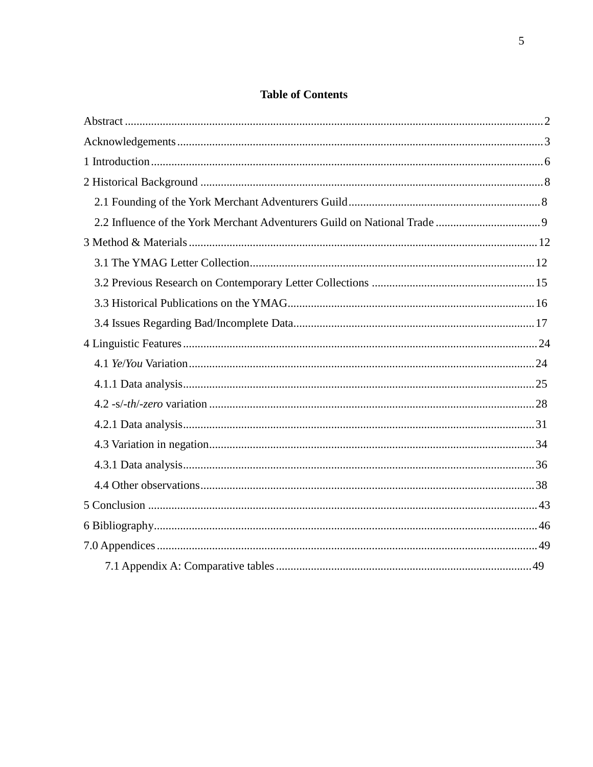# Table of Contents

Abstract ..... 2

Acknowledgements ..... 3

1 Introduction ..... 6

2 Historical Background ..... 8

- 2.1 Founding of the York Merchant Adventurers Guild ..... 8
- 2.2 Influence of the York Merchant Adventurers Guild on National Trade ..... 9

3 Method & Materials ..... 12

- 3.1 The YMAG Letter Collection ..... 12
- 3.2 Previous Research on Contemporary Letter Collections ..... 15
- 3.3 Historical Publications on the YMAG ..... 16
- 3.4 Issues Regarding Bad/Incomplete Data ..... 17

4 Linguistic Features ..... 24

- 4.1 *Ye*/*You* Variation ..... 24
- 4.1.1 Data analysis ..... 25
- 4.2 -s/-*th*/-*zero* variation ..... 28
- 4.2.1 Data analysis ..... 31
- 4.3 Variation in negation ..... 34
- 4.3.1 Data analysis ..... 36
- 4.4 Other observations ..... 38

5 Conclusion ..... 43

6 Bibliography ..... 46

7.0 Appendices ..... 49

- 7.1 Appendix A: Comparative tables ..... 49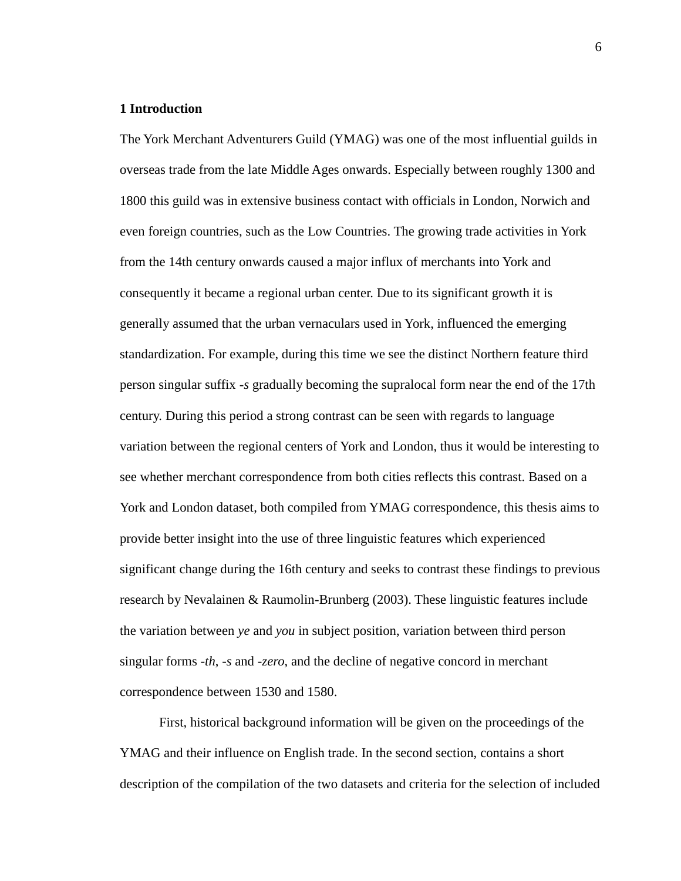## 1 Introduction

The York Merchant Adventurers Guild (YMAG) was one of the most influential guilds in overseas trade from the late Middle Ages onwards. Especially between roughly 1300 and 1800 this guild was in extensive business contact with officials in London, Norwich and even foreign countries, such as the Low Countries. The growing trade activities in York from the 14th century onwards caused a major influx of merchants into York and consequently it became a regional urban center. Due to its significant growth it is generally assumed that the urban vernaculars used in York, influenced the emerging standardization. For example, during this time we see the distinct Northern feature third person singular suffix *-s* gradually becoming the supralocal form near the end of the 17th century. During this period a strong contrast can be seen with regards to language variation between the regional centers of York and London, thus it would be interesting to see whether merchant correspondence from both cities reflects this contrast. Based on a York and London dataset, both compiled from YMAG correspondence, this thesis aims to provide better insight into the use of three linguistic features which experienced significant change during the 16th century and seeks to contrast these findings to previous research by Nevalainen & Raumolin-Brunberg (2003). These linguistic features include the variation between *ye* and *you* in subject position, variation between third person singular forms *-th*, *-s* and *-zero*, and the decline of negative concord in merchant correspondence between 1530 and 1580.

First, historical background information will be given on the proceedings of the YMAG and their influence on English trade. In the second section, contains a short description of the compilation of the two datasets and criteria for the selection of included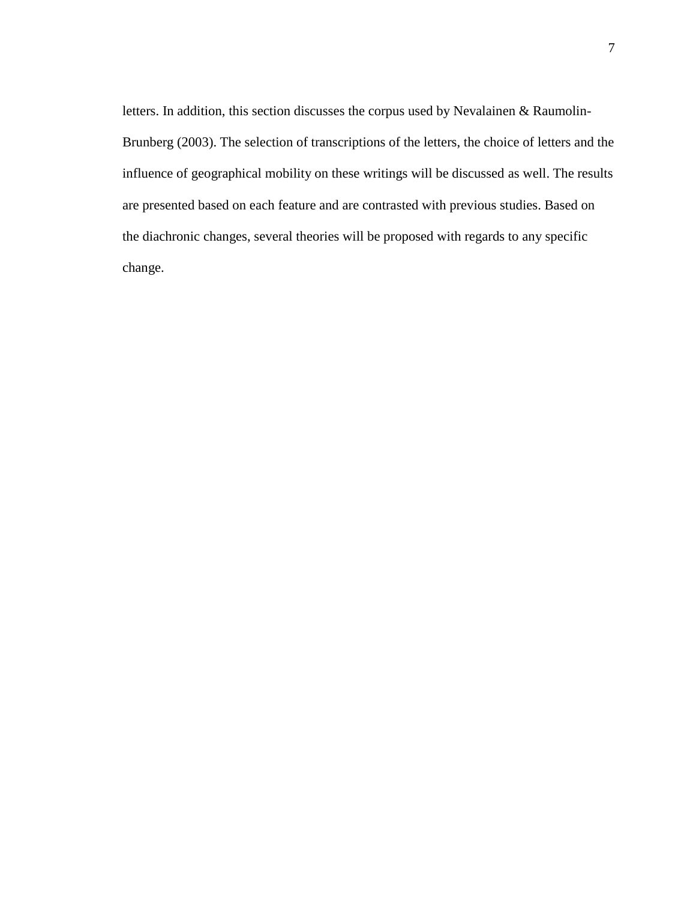letters. In addition, this section discusses the corpus used by Nevalainen & Raumolin-Brunberg (2003). The selection of transcriptions of the letters, the choice of letters and the influence of geographical mobility on these writings will be discussed as well. The results are presented based on each feature and are contrasted with previous studies. Based on the diachronic changes, several theories will be proposed with regards to any specific change.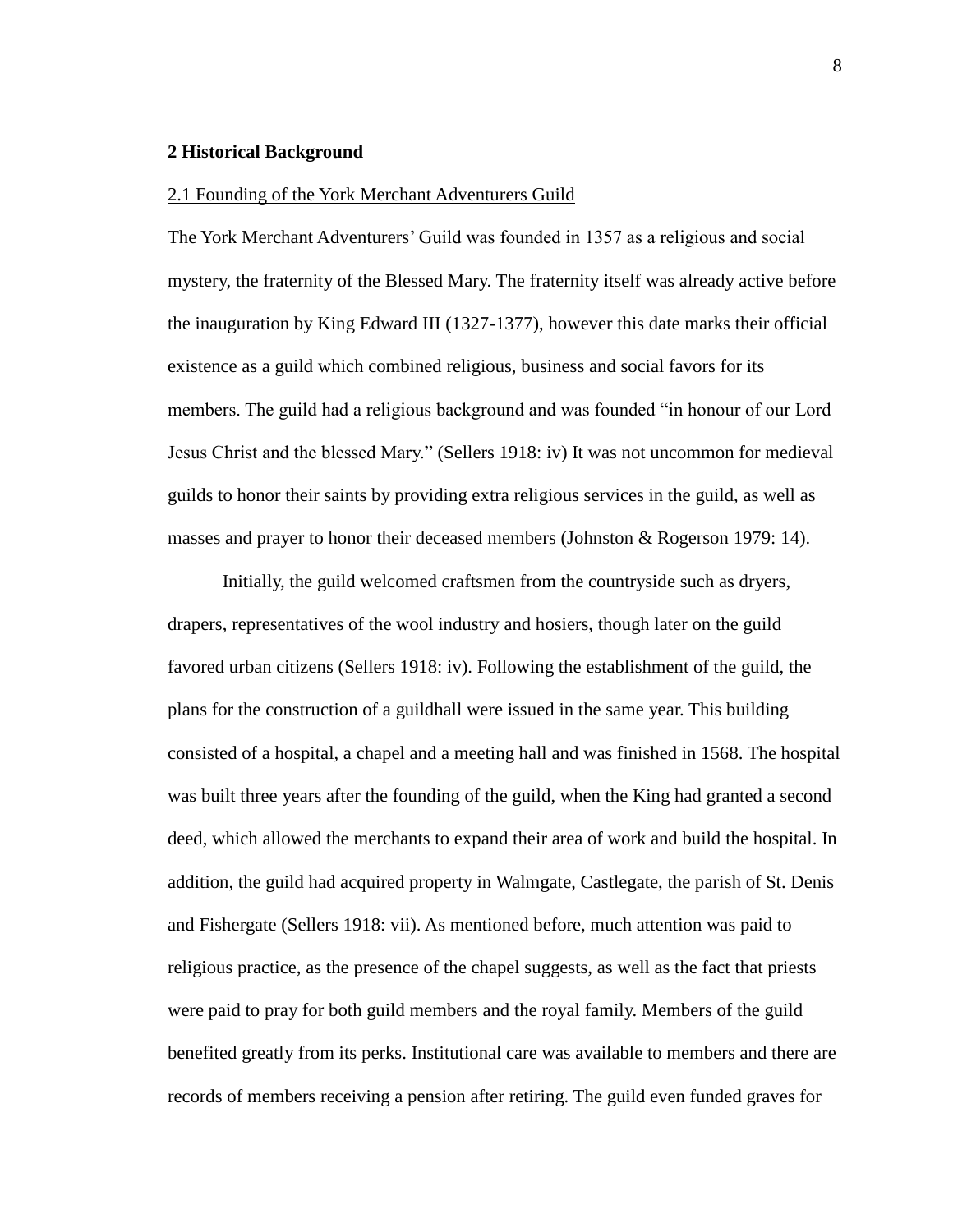## 2 Historical Background

### 2.1 Founding of the York Merchant Adventurers Guild

The York Merchant Adventurers' Guild was founded in 1357 as a religious and social mystery, the fraternity of the Blessed Mary. The fraternity itself was already active before the inauguration by King Edward III (1327-1377), however this date marks their official existence as a guild which combined religious, business and social favors for its members. The guild had a religious background and was founded "in honour of our Lord Jesus Christ and the blessed Mary." (Sellers 1918: iv) It was not uncommon for medieval guilds to honor their saints by providing extra religious services in the guild, as well as masses and prayer to honor their deceased members (Johnston & Rogerson 1979: 14).

Initially, the guild welcomed craftsmen from the countryside such as dryers, drapers, representatives of the wool industry and hosiers, though later on the guild favored urban citizens (Sellers 1918: iv). Following the establishment of the guild, the plans for the construction of a guildhall were issued in the same year. This building consisted of a hospital, a chapel and a meeting hall and was finished in 1568. The hospital was built three years after the founding of the guild, when the King had granted a second deed, which allowed the merchants to expand their area of work and build the hospital. In addition, the guild had acquired property in Walmgate, Castlegate, the parish of St. Denis and Fishergate (Sellers 1918: vii). As mentioned before, much attention was paid to religious practice, as the presence of the chapel suggests, as well as the fact that priests were paid to pray for both guild members and the royal family. Members of the guild benefited greatly from its perks. Institutional care was available to members and there are records of members receiving a pension after retiring. The guild even funded graves for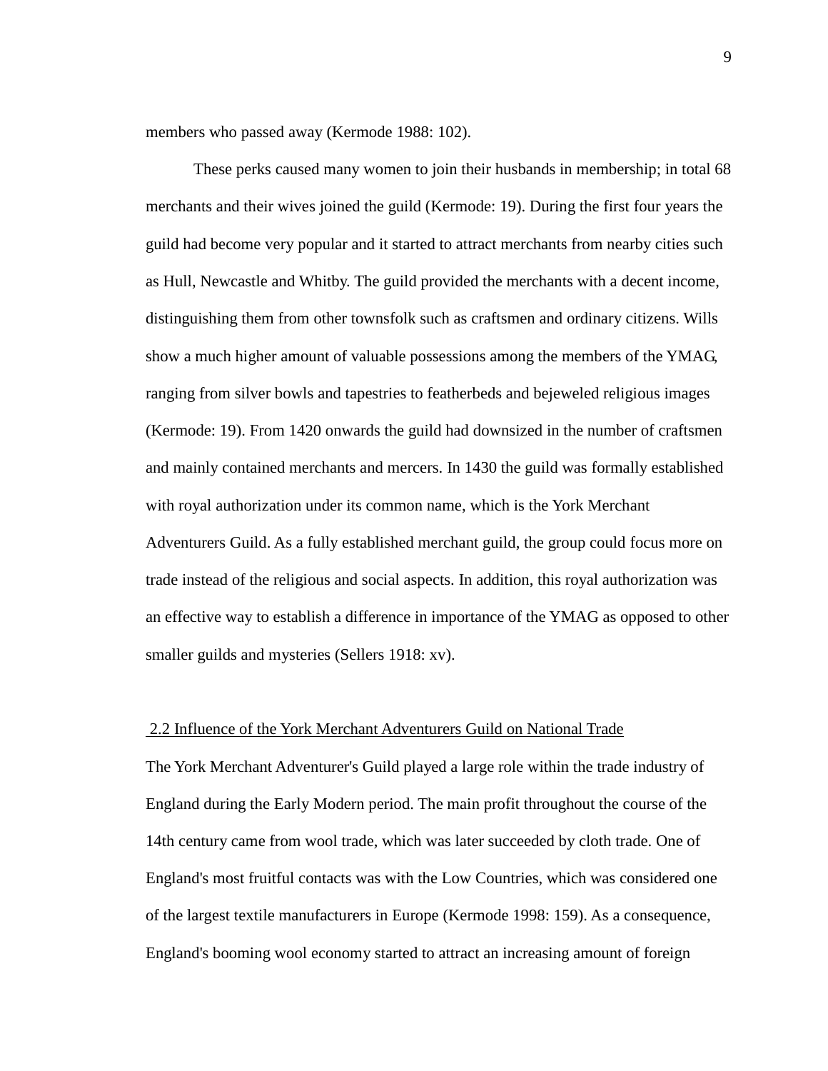members who passed away (Kermode 1988: 102).

These perks caused many women to join their husbands in membership; in total 68 merchants and their wives joined the guild (Kermode: 19). During the first four years the guild had become very popular and it started to attract merchants from nearby cities such as Hull, Newcastle and Whitby. The guild provided the merchants with a decent income, distinguishing them from other townsfolk such as craftsmen and ordinary citizens. Wills show a much higher amount of valuable possessions among the members of the YMAG, ranging from silver bowls and tapestries to featherbeds and bejeweled religious images (Kermode: 19). From 1420 onwards the guild had downsized in the number of craftsmen and mainly contained merchants and mercers. In 1430 the guild was formally established with royal authorization under its common name, which is the York Merchant Adventurers Guild. As a fully established merchant guild, the group could focus more on trade instead of the religious and social aspects. In addition, this royal authorization was an effective way to establish a difference in importance of the YMAG as opposed to other smaller guilds and mysteries (Sellers 1918: xv).

### 2.2 Influence of the York Merchant Adventurers Guild on National Trade

The York Merchant Adventurer's Guild played a large role within the trade industry of England during the Early Modern period. The main profit throughout the course of the 14th century came from wool trade, which was later succeeded by cloth trade. One of England's most fruitful contacts was with the Low Countries, which was considered one of the largest textile manufacturers in Europe (Kermode 1998: 159). As a consequence, England's booming wool economy started to attract an increasing amount of foreign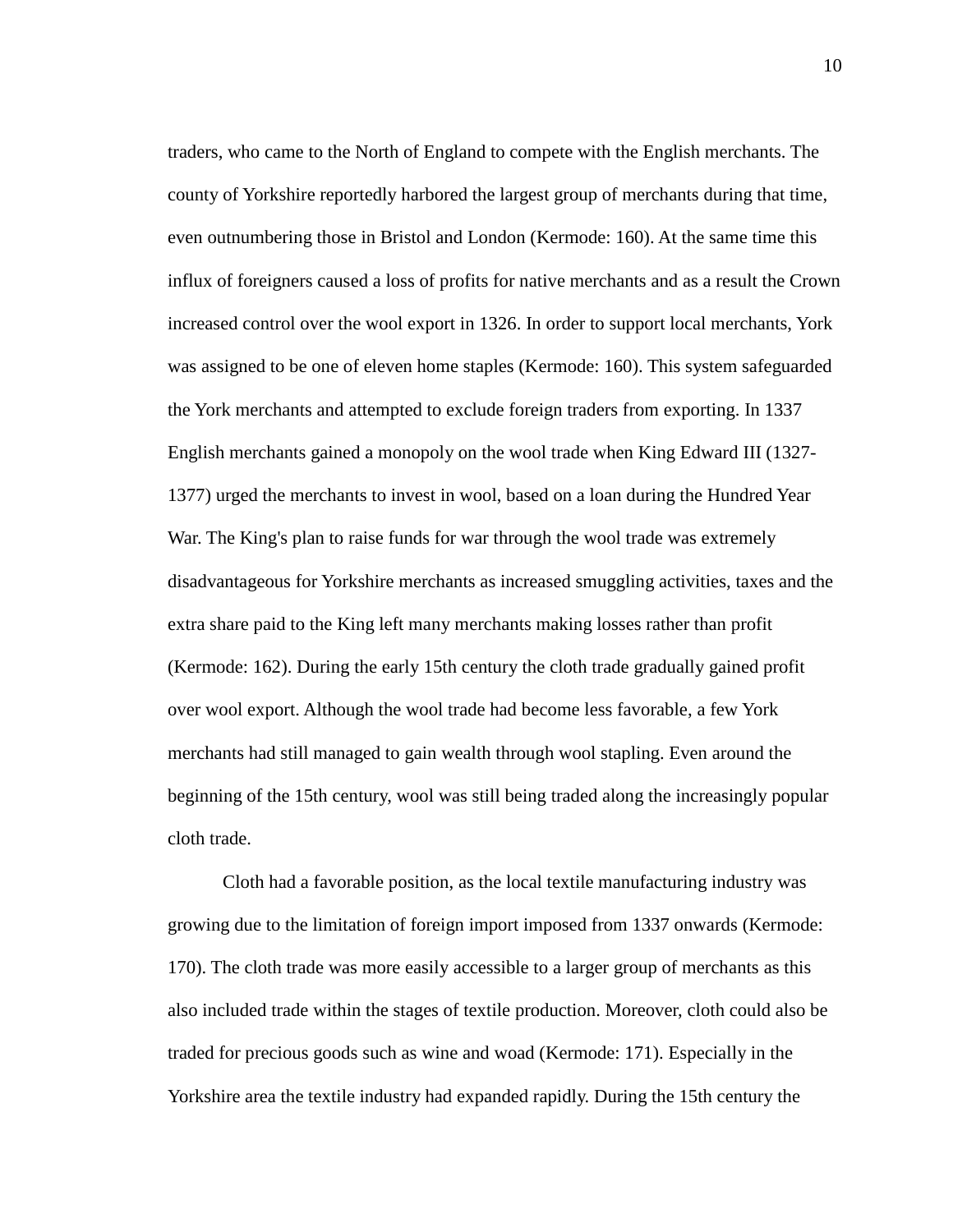traders, who came to the North of England to compete with the English merchants. The county of Yorkshire reportedly harbored the largest group of merchants during that time, even outnumbering those in Bristol and London (Kermode: 160). At the same time this influx of foreigners caused a loss of profits for native merchants and as a result the Crown increased control over the wool export in 1326. In order to support local merchants, York was assigned to be one of eleven home staples (Kermode: 160). This system safeguarded the York merchants and attempted to exclude foreign traders from exporting. In 1337 English merchants gained a monopoly on the wool trade when King Edward III (1327-1377) urged the merchants to invest in wool, based on a loan during the Hundred Year War. The King's plan to raise funds for war through the wool trade was extremely disadvantageous for Yorkshire merchants as increased smuggling activities, taxes and the extra share paid to the King left many merchants making losses rather than profit (Kermode: 162). During the early 15th century the cloth trade gradually gained profit over wool export. Although the wool trade had become less favorable, a few York merchants had still managed to gain wealth through wool stapling. Even around the beginning of the 15th century, wool was still being traded along the increasingly popular cloth trade.

Cloth had a favorable position, as the local textile manufacturing industry was growing due to the limitation of foreign import imposed from 1337 onwards (Kermode: 170). The cloth trade was more easily accessible to a larger group of merchants as this also included trade within the stages of textile production. Moreover, cloth could also be traded for precious goods such as wine and woad (Kermode: 171). Especially in the Yorkshire area the textile industry had expanded rapidly. During the 15th century the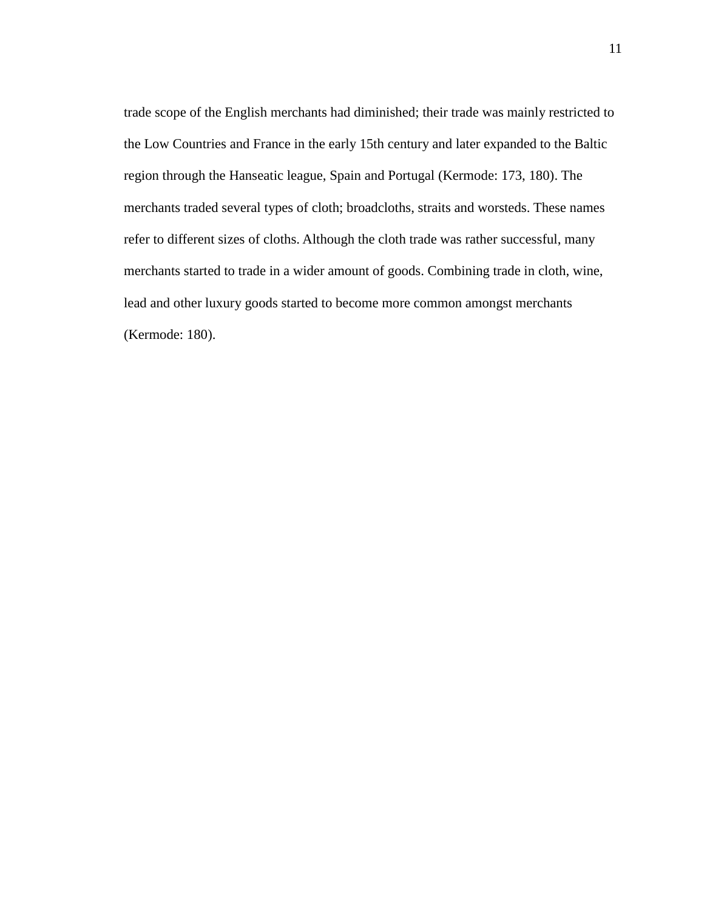trade scope of the English merchants had diminished; their trade was mainly restricted to the Low Countries and France in the early 15th century and later expanded to the Baltic region through the Hanseatic league, Spain and Portugal (Kermode: 173, 180). The merchants traded several types of cloth; broadcloths, straits and worsteds. These names refer to different sizes of cloths. Although the cloth trade was rather successful, many merchants started to trade in a wider amount of goods. Combining trade in cloth, wine, lead and other luxury goods started to become more common amongst merchants (Kermode: 180).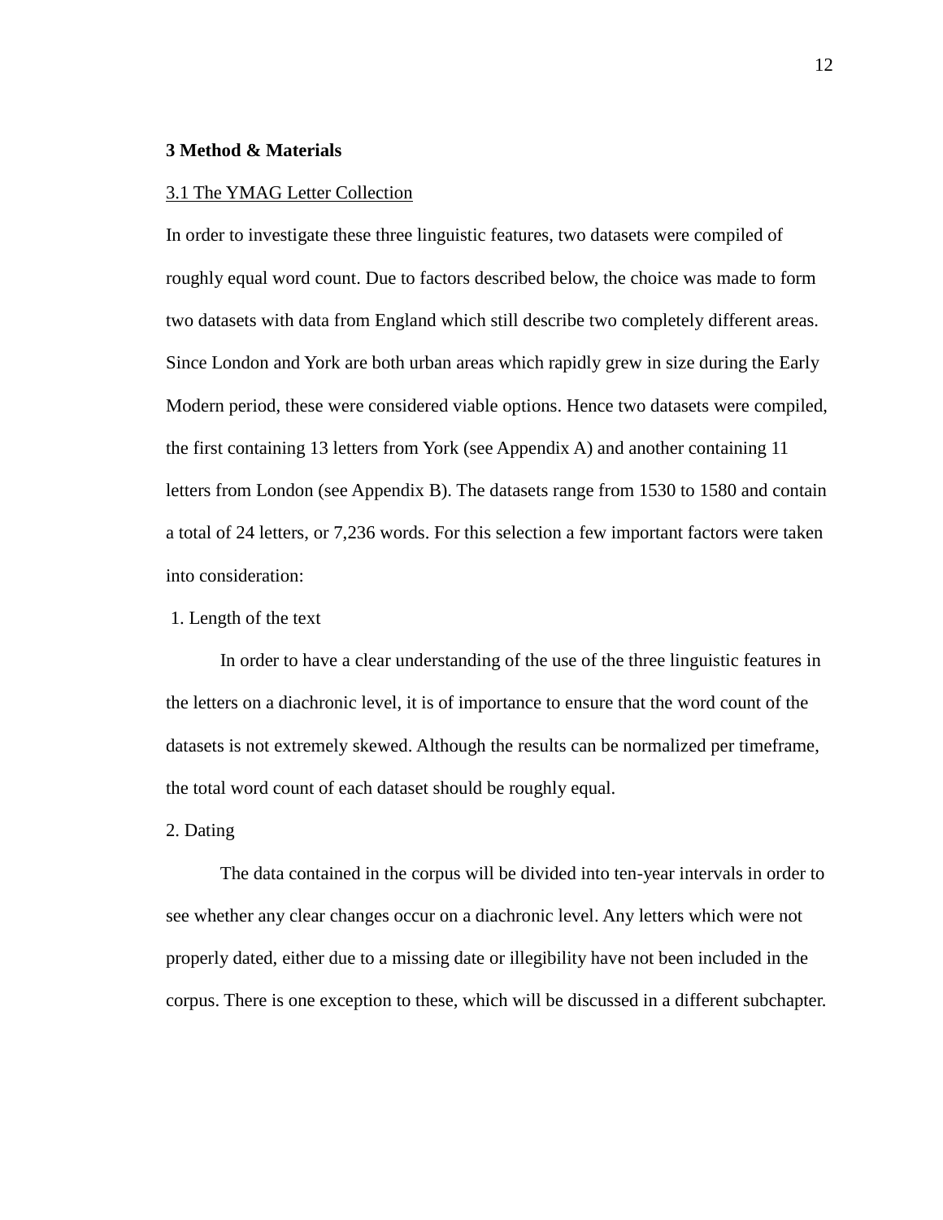## 3 Method & Materials

### 3.1 The YMAG Letter Collection

In order to investigate these three linguistic features, two datasets were compiled of roughly equal word count. Due to factors described below, the choice was made to form two datasets with data from England which still describe two completely different areas. Since London and York are both urban areas which rapidly grew in size during the Early Modern period, these were considered viable options. Hence two datasets were compiled, the first containing 13 letters from York (see Appendix A) and another containing 11 letters from London (see Appendix B). The datasets range from 1530 to 1580 and contain a total of 24 letters, or 7,236 words. For this selection a few important factors were taken into consideration:

1. Length of the text

In order to have a clear understanding of the use of the three linguistic features in the letters on a diachronic level, it is of importance to ensure that the word count of the datasets is not extremely skewed. Although the results can be normalized per timeframe, the total word count of each dataset should be roughly equal.

2. Dating

The data contained in the corpus will be divided into ten-year intervals in order to see whether any clear changes occur on a diachronic level. Any letters which were not properly dated, either due to a missing date or illegibility have not been included in the corpus. There is one exception to these, which will be discussed in a different subchapter.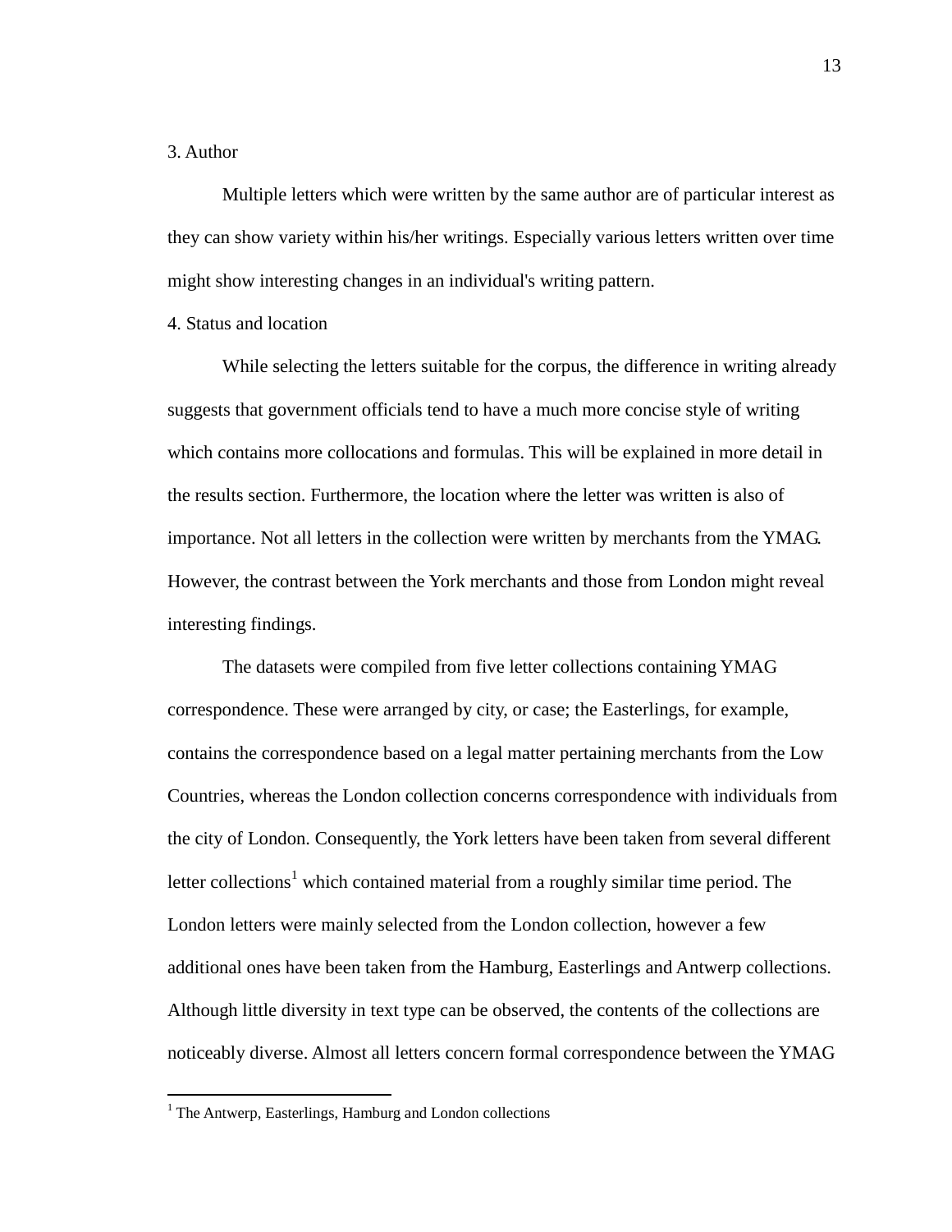3. Author

Multiple letters which were written by the same author are of particular interest as they can show variety within his/her writings. Especially various letters written over time might show interesting changes in an individual's writing pattern.

4. Status and location

While selecting the letters suitable for the corpus, the difference in writing already suggests that government officials tend to have a much more concise style of writing which contains more collocations and formulas. This will be explained in more detail in the results section. Furthermore, the location where the letter was written is also of importance. Not all letters in the collection were written by merchants from the YMAG. However, the contrast between the York merchants and those from London might reveal interesting findings.

The datasets were compiled from five letter collections containing YMAG correspondence. These were arranged by city, or case; the Easterlings, for example, contains the correspondence based on a legal matter pertaining merchants from the Low Countries, whereas the London collection concerns correspondence with individuals from the city of London. Consequently, the York letters have been taken from several different letter collections[1] which contained material from a roughly similar time period. The London letters were mainly selected from the London collection, however a few additional ones have been taken from the Hamburg, Easterlings and Antwerp collections. Although little diversity in text type can be observed, the contents of the collections are noticeably diverse. Almost all letters concern formal correspondence between the YMAG

[1] The Antwerp, Easterlings, Hamburg and London collections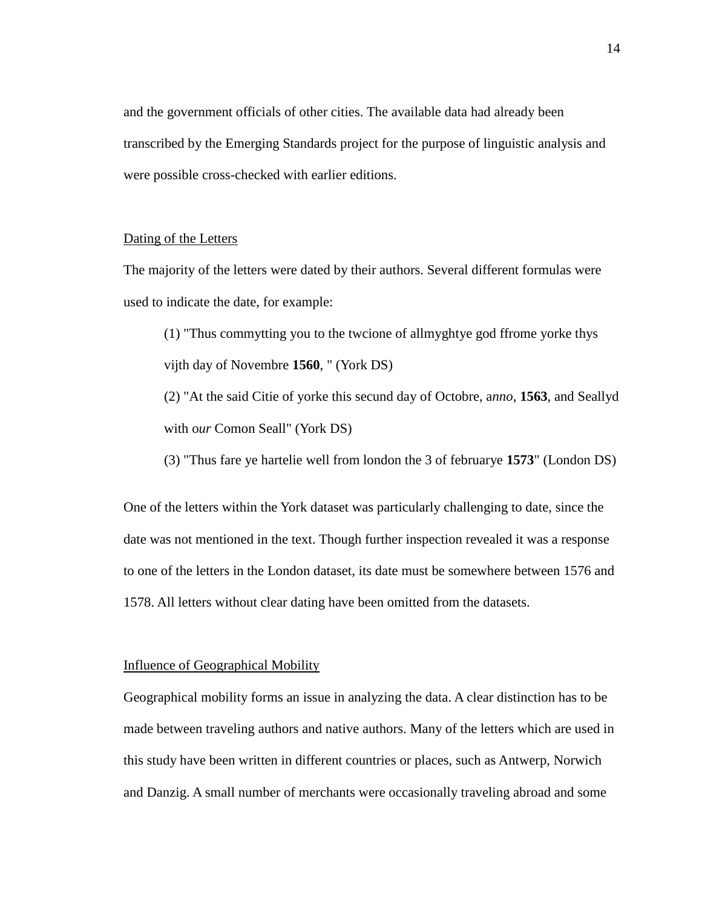and the government officials of other cities. The available data had already been transcribed by the Emerging Standards project for the purpose of linguistic analysis and were possible cross-checked with earlier editions.

<u>Dating of the Letters</u>

The majority of the letters were dated by their authors. Several different formulas were used to indicate the date, for example:

> (1) "Thus commytting you to the twcione of allmyghtye god ffrome yorke thys vijth day of Novembre **1560**, " (York DS)
>
> (2) "At the said Citie of yorke this secund day of Octobre, a*nno*, **1563**, and Seallyd with o*ur* Comon Seall" (York DS)
>
> (3) "Thus fare ye hartelie well from london the 3 of februarye **1573**" (London DS)

One of the letters within the York dataset was particularly challenging to date, since the date was not mentioned in the text. Though further inspection revealed it was a response to one of the letters in the London dataset, its date must be somewhere between 1576 and 1578. All letters without clear dating have been omitted from the datasets.

<u>Influence of Geographical Mobility</u>

Geographical mobility forms an issue in analyzing the data. A clear distinction has to be made between traveling authors and native authors. Many of the letters which are used in this study have been written in different countries or places, such as Antwerp, Norwich and Danzig. A small number of merchants were occasionally traveling abroad and some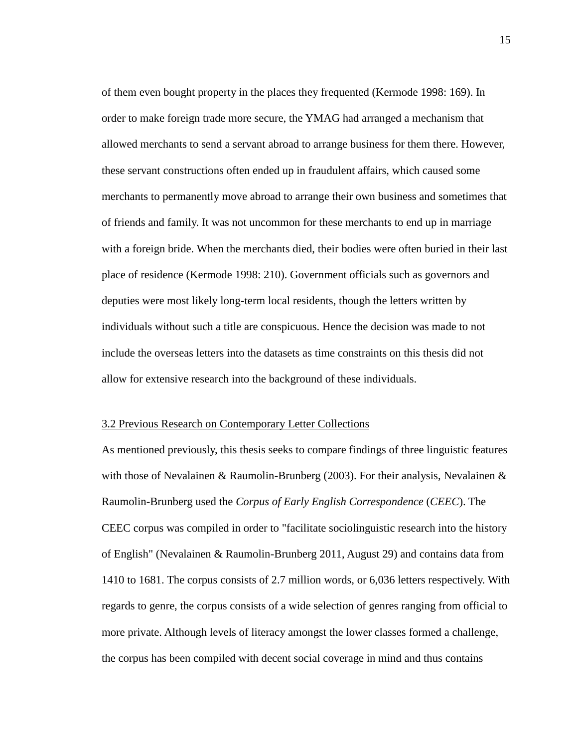of them even bought property in the places they frequented (Kermode 1998: 169). In order to make foreign trade more secure, the YMAG had arranged a mechanism that allowed merchants to send a servant abroad to arrange business for them there. However, these servant constructions often ended up in fraudulent affairs, which caused some merchants to permanently move abroad to arrange their own business and sometimes that of friends and family. It was not uncommon for these merchants to end up in marriage with a foreign bride. When the merchants died, their bodies were often buried in their last place of residence (Kermode 1998: 210). Government officials such as governors and deputies were most likely long-term local residents, though the letters written by individuals without such a title are conspicuous. Hence the decision was made to not include the overseas letters into the datasets as time constraints on this thesis did not allow for extensive research into the background of these individuals.

## 3.2 Previous Research on Contemporary Letter Collections

As mentioned previously, this thesis seeks to compare findings of three linguistic features with those of Nevalainen & Raumolin-Brunberg (2003). For their analysis, Nevalainen & Raumolin-Brunberg used the *Corpus of Early English Correspondence* (*CEEC*). The CEEC corpus was compiled in order to "facilitate sociolinguistic research into the history of English" (Nevalainen & Raumolin-Brunberg 2011, August 29) and contains data from 1410 to 1681. The corpus consists of 2.7 million words, or 6,036 letters respectively. With regards to genre, the corpus consists of a wide selection of genres ranging from official to more private. Although levels of literacy amongst the lower classes formed a challenge, the corpus has been compiled with decent social coverage in mind and thus contains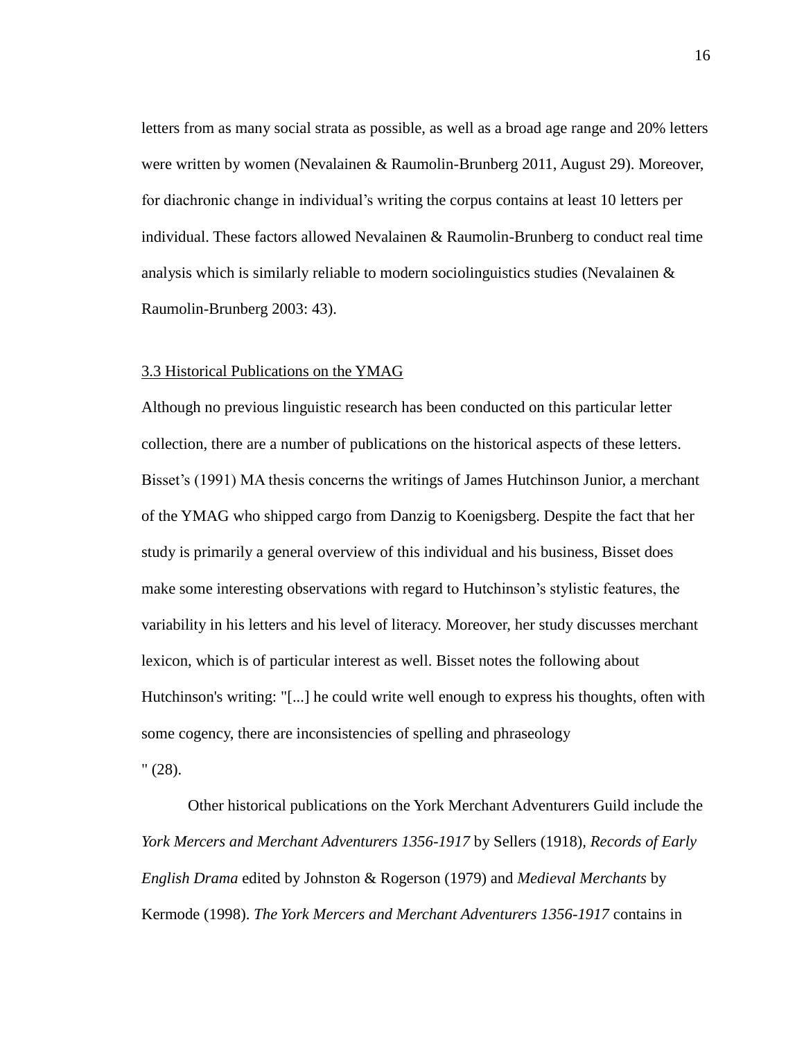letters from as many social strata as possible, as well as a broad age range and 20% letters were written by women (Nevalainen & Raumolin-Brunberg 2011, August 29). Moreover, for diachronic change in individual's writing the corpus contains at least 10 letters per individual. These factors allowed Nevalainen & Raumolin-Brunberg to conduct real time analysis which is similarly reliable to modern sociolinguistics studies (Nevalainen & Raumolin-Brunberg 2003: 43).

### 3.3 Historical Publications on the YMAG

Although no previous linguistic research has been conducted on this particular letter collection, there are a number of publications on the historical aspects of these letters. Bisset's (1991) MA thesis concerns the writings of James Hutchinson Junior, a merchant of the YMAG who shipped cargo from Danzig to Koenigsberg. Despite the fact that her study is primarily a general overview of this individual and his business, Bisset does make some interesting observations with regard to Hutchinson's stylistic features, the variability in his letters and his level of literacy. Moreover, her study discusses merchant lexicon, which is of particular interest as well. Bisset notes the following about Hutchinson's writing: "[...] he could write well enough to express his thoughts, often with some cogency, there are inconsistencies of spelling and phraseology " (28).

Other historical publications on the York Merchant Adventurers Guild include the *York Mercers and Merchant Adventurers 1356-1917* by Sellers (1918), *Records of Early English Drama* edited by Johnston & Rogerson (1979) and *Medieval Merchants* by Kermode (1998). *The York Mercers and Merchant Adventurers 1356-1917* contains in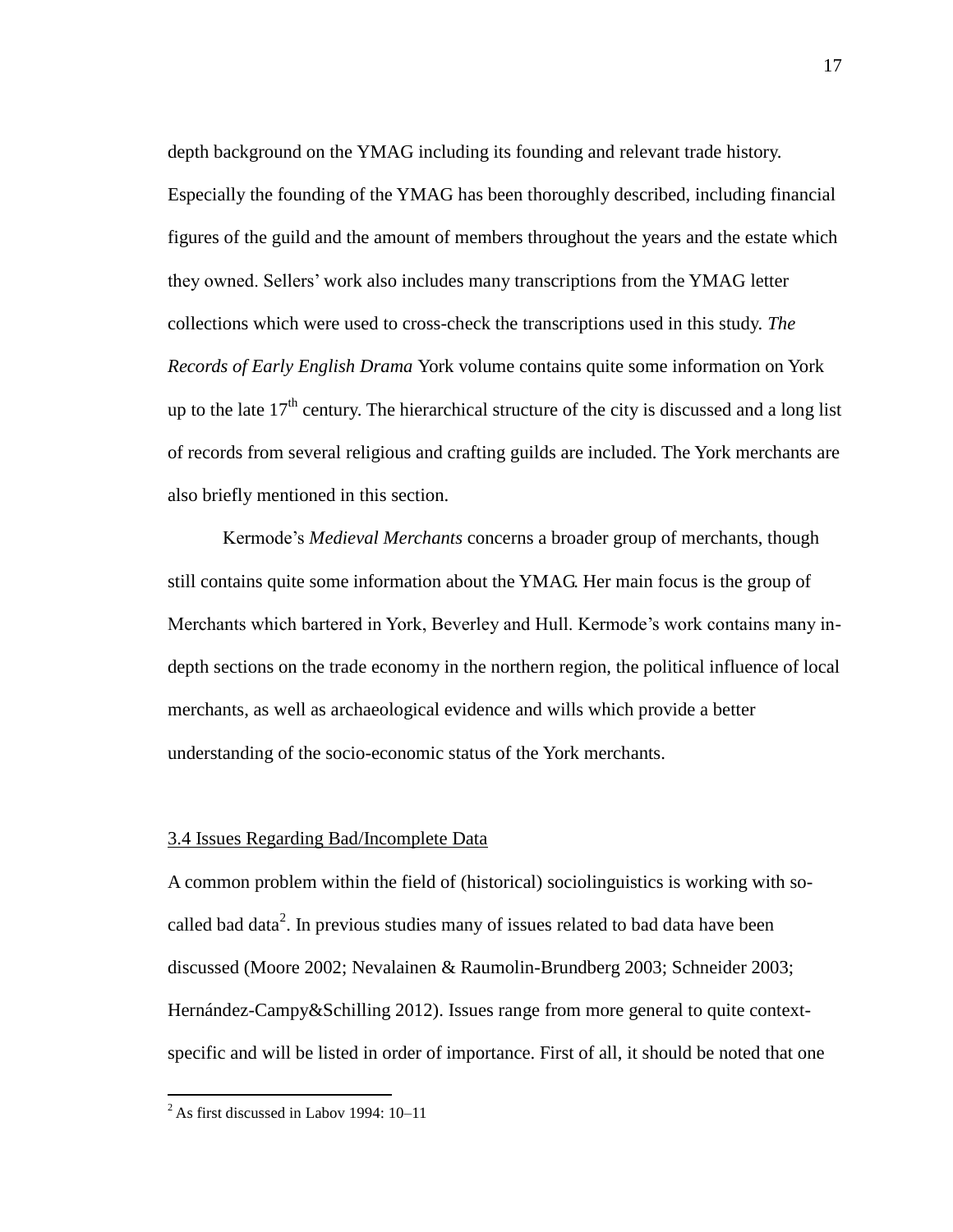depth background on the YMAG including its founding and relevant trade history. Especially the founding of the YMAG has been thoroughly described, including financial figures of the guild and the amount of members throughout the years and the estate which they owned. Sellers' work also includes many transcriptions from the YMAG letter collections which were used to cross-check the transcriptions used in this study. *The Records of Early English Drama* York volume contains quite some information on York up to the late 17th century. The hierarchical structure of the city is discussed and a long list of records from several religious and crafting guilds are included. The York merchants are also briefly mentioned in this section.

Kermode's *Medieval Merchants* concerns a broader group of merchants, though still contains quite some information about the YMAG. Her main focus is the group of Merchants which bartered in York, Beverley and Hull. Kermode's work contains many in-depth sections on the trade economy in the northern region, the political influence of local merchants, as well as archaeological evidence and wills which provide a better understanding of the socio-economic status of the York merchants.

### 3.4 Issues Regarding Bad/Incomplete Data

A common problem within the field of (historical) sociolinguistics is working with so-called bad data[2]. In previous studies many of issues related to bad data have been discussed (Moore 2002; Nevalainen & Raumolin-Brundberg 2003; Schneider 2003; Hernández-Campy&Schilling 2012). Issues range from more general to quite context-specific and will be listed in order of importance. First of all, it should be noted that one

[2] As first discussed in Labov 1994: 10–11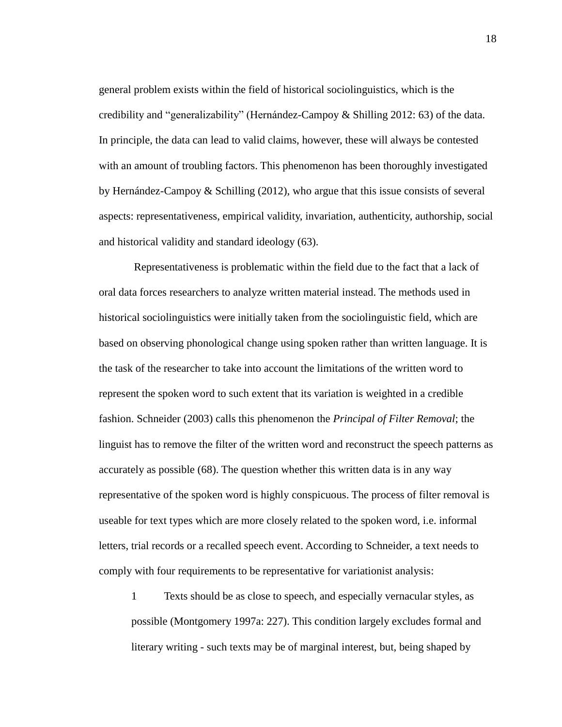general problem exists within the field of historical sociolinguistics, which is the credibility and "generalizability" (Hernández-Campoy & Shilling 2012: 63) of the data. In principle, the data can lead to valid claims, however, these will always be contested with an amount of troubling factors. This phenomenon has been thoroughly investigated by Hernández-Campoy & Schilling (2012), who argue that this issue consists of several aspects: representativeness, empirical validity, invariation, authenticity, authorship, social and historical validity and standard ideology (63).

Representativeness is problematic within the field due to the fact that a lack of oral data forces researchers to analyze written material instead. The methods used in historical sociolinguistics were initially taken from the sociolinguistic field, which are based on observing phonological change using spoken rather than written language. It is the task of the researcher to take into account the limitations of the written word to represent the spoken word to such extent that its variation is weighted in a credible fashion. Schneider (2003) calls this phenomenon the *Principal of Filter Removal*; the linguist has to remove the filter of the written word and reconstruct the speech patterns as accurately as possible (68). The question whether this written data is in any way representative of the spoken word is highly conspicuous. The process of filter removal is useable for text types which are more closely related to the spoken word, i.e. informal letters, trial records or a recalled speech event. According to Schneider, a text needs to comply with four requirements to be representative for variationist analysis:

> 1 Texts should be as close to speech, and especially vernacular styles, as possible (Montgomery 1997a: 227). This condition largely excludes formal and literary writing - such texts may be of marginal interest, but, being shaped by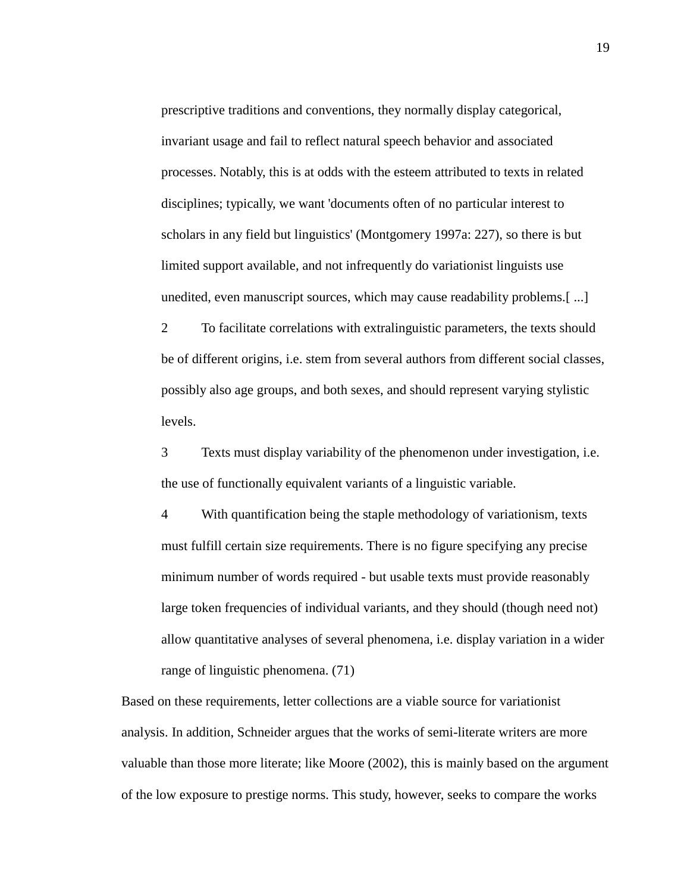> prescriptive traditions and conventions, they normally display categorical, invariant usage and fail to reflect natural speech behavior and associated processes. Notably, this is at odds with the esteem attributed to texts in related disciplines; typically, we want 'documents often of no particular interest to scholars in any field but linguistics' (Montgomery 1997a: 227), so there is but limited support available, and not infrequently do variationist linguists use unedited, even manuscript sources, which may cause readability problems.[ ...]
>
> 2 To facilitate correlations with extralinguistic parameters, the texts should be of different origins, i.e. stem from several authors from different social classes, possibly also age groups, and both sexes, and should represent varying stylistic levels.
>
> 3 Texts must display variability of the phenomenon under investigation, i.e. the use of functionally equivalent variants of a linguistic variable.
>
> 4 With quantification being the staple methodology of variationism, texts must fulfill certain size requirements. There is no figure specifying any precise minimum number of words required - but usable texts must provide reasonably large token frequencies of individual variants, and they should (though need not) allow quantitative analyses of several phenomena, i.e. display variation in a wider range of linguistic phenomena. (71)

Based on these requirements, letter collections are a viable source for variationist analysis. In addition, Schneider argues that the works of semi-literate writers are more valuable than those more literate; like Moore (2002), this is mainly based on the argument of the low exposure to prestige norms. This study, however, seeks to compare the works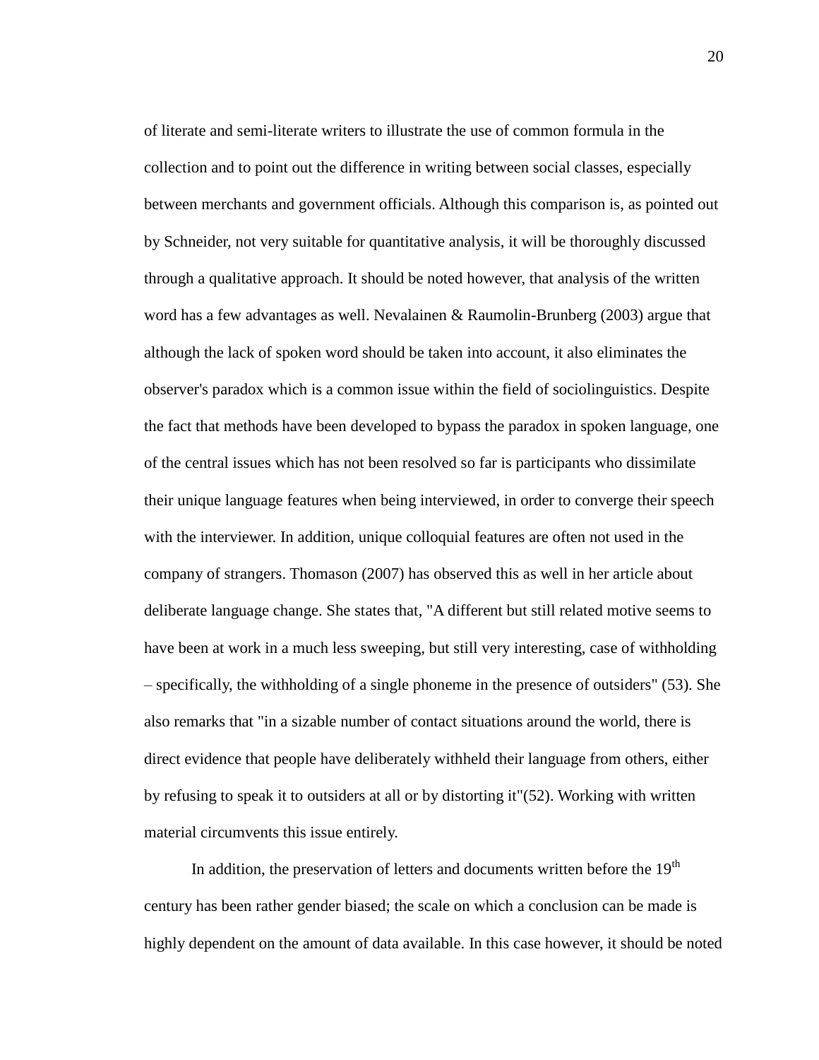of literate and semi-literate writers to illustrate the use of common formula in the collection and to point out the difference in writing between social classes, especially between merchants and government officials. Although this comparison is, as pointed out by Schneider, not very suitable for quantitative analysis, it will be thoroughly discussed through a qualitative approach. It should be noted however, that analysis of the written word has a few advantages as well. Nevalainen & Raumolin-Brunberg (2003) argue that although the lack of spoken word should be taken into account, it also eliminates the observer's paradox which is a common issue within the field of sociolinguistics. Despite the fact that methods have been developed to bypass the paradox in spoken language, one of the central issues which has not been resolved so far is participants who dissimilate their unique language features when being interviewed, in order to converge their speech with the interviewer. In addition, unique colloquial features are often not used in the company of strangers. Thomason (2007) has observed this as well in her article about deliberate language change. She states that, "A different but still related motive seems to have been at work in a much less sweeping, but still very interesting, case of withholding – specifically, the withholding of a single phoneme in the presence of outsiders" (53). She also remarks that "in a sizable number of contact situations around the world, there is direct evidence that people have deliberately withheld their language from others, either by refusing to speak it to outsiders at all or by distorting it"(52). Working with written material circumvents this issue entirely.

In addition, the preservation of letters and documents written before the 19th century has been rather gender biased; the scale on which a conclusion can be made is highly dependent on the amount of data available. In this case however, it should be noted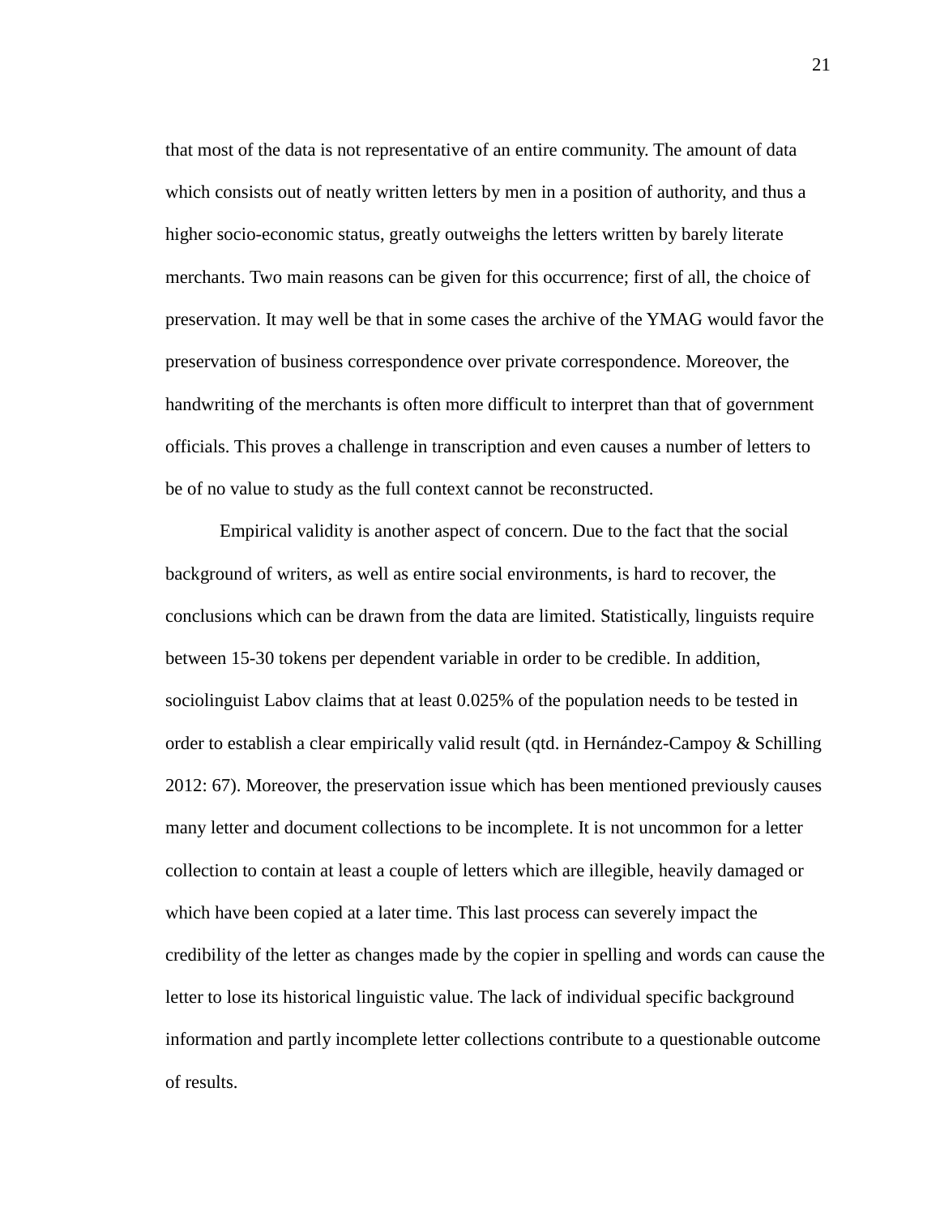that most of the data is not representative of an entire community. The amount of data which consists out of neatly written letters by men in a position of authority, and thus a higher socio-economic status, greatly outweighs the letters written by barely literate merchants. Two main reasons can be given for this occurrence; first of all, the choice of preservation. It may well be that in some cases the archive of the YMAG would favor the preservation of business correspondence over private correspondence. Moreover, the handwriting of the merchants is often more difficult to interpret than that of government officials. This proves a challenge in transcription and even causes a number of letters to be of no value to study as the full context cannot be reconstructed.

Empirical validity is another aspect of concern. Due to the fact that the social background of writers, as well as entire social environments, is hard to recover, the conclusions which can be drawn from the data are limited. Statistically, linguists require between 15-30 tokens per dependent variable in order to be credible. In addition, sociolinguist Labov claims that at least 0.025% of the population needs to be tested in order to establish a clear empirically valid result (qtd. in Hernández-Campoy & Schilling 2012: 67). Moreover, the preservation issue which has been mentioned previously causes many letter and document collections to be incomplete. It is not uncommon for a letter collection to contain at least a couple of letters which are illegible, heavily damaged or which have been copied at a later time. This last process can severely impact the credibility of the letter as changes made by the copier in spelling and words can cause the letter to lose its historical linguistic value. The lack of individual specific background information and partly incomplete letter collections contribute to a questionable outcome of results.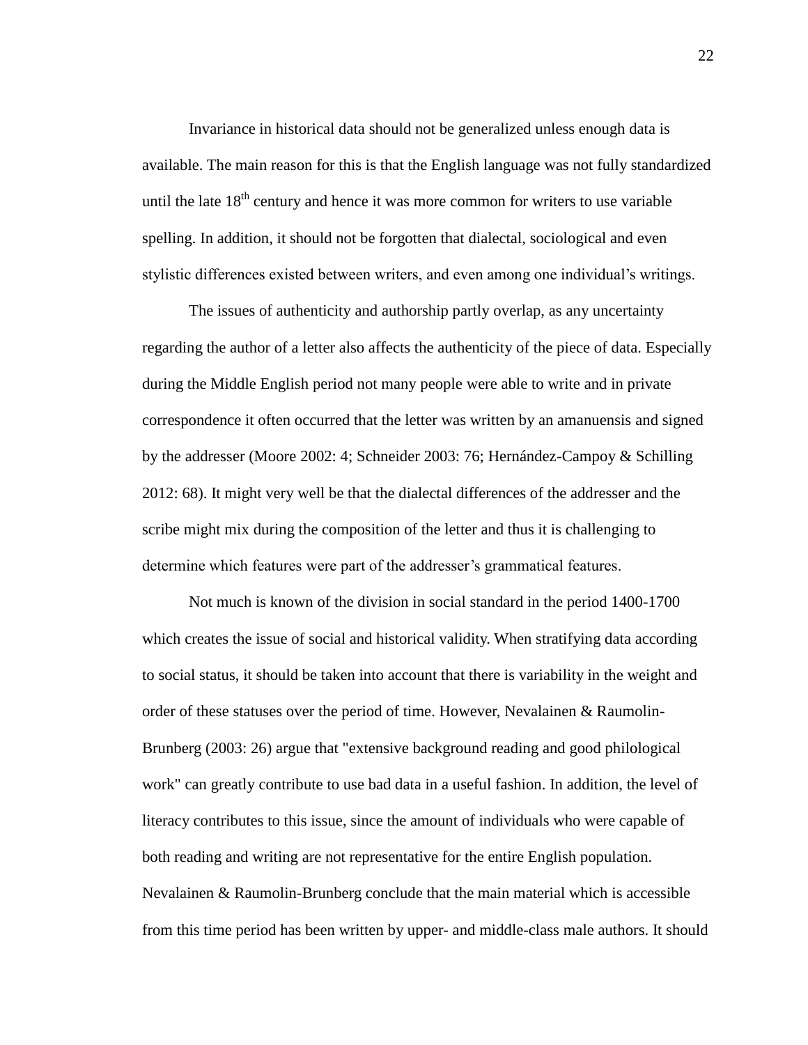Invariance in historical data should not be generalized unless enough data is available. The main reason for this is that the English language was not fully standardized until the late 18th century and hence it was more common for writers to use variable spelling. In addition, it should not be forgotten that dialectal, sociological and even stylistic differences existed between writers, and even among one individual's writings.

The issues of authenticity and authorship partly overlap, as any uncertainty regarding the author of a letter also affects the authenticity of the piece of data. Especially during the Middle English period not many people were able to write and in private correspondence it often occurred that the letter was written by an amanuensis and signed by the addresser (Moore 2002: 4; Schneider 2003: 76; Hernández-Campoy & Schilling 2012: 68). It might very well be that the dialectal differences of the addresser and the scribe might mix during the composition of the letter and thus it is challenging to determine which features were part of the addresser's grammatical features.

Not much is known of the division in social standard in the period 1400-1700 which creates the issue of social and historical validity. When stratifying data according to social status, it should be taken into account that there is variability in the weight and order of these statuses over the period of time. However, Nevalainen & Raumolin-Brunberg (2003: 26) argue that "extensive background reading and good philological work" can greatly contribute to use bad data in a useful fashion. In addition, the level of literacy contributes to this issue, since the amount of individuals who were capable of both reading and writing are not representative for the entire English population. Nevalainen & Raumolin-Brunberg conclude that the main material which is accessible from this time period has been written by upper- and middle-class male authors. It should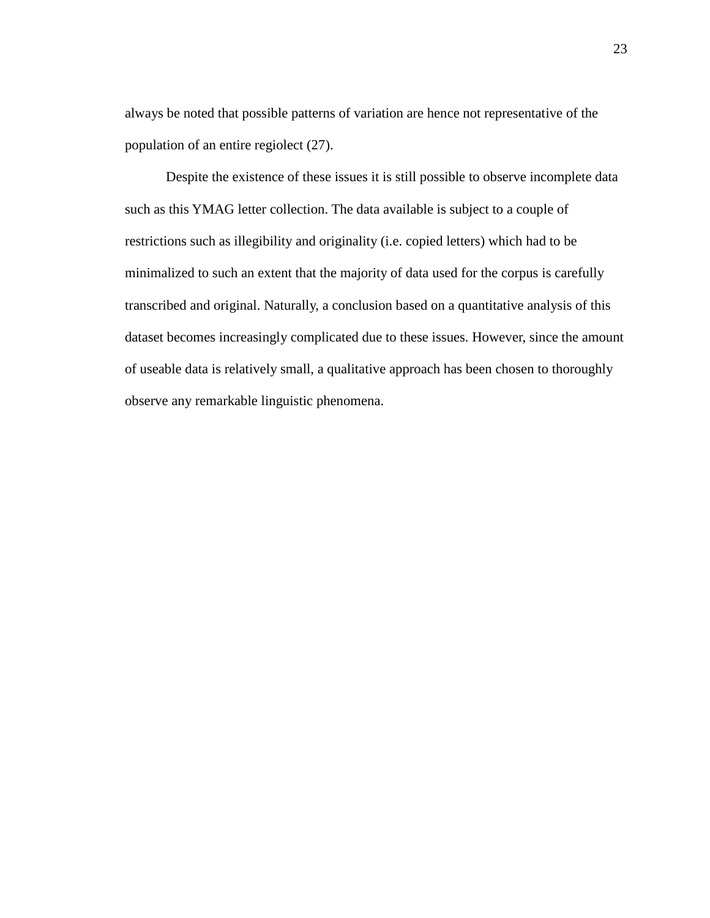always be noted that possible patterns of variation are hence not representative of the population of an entire regiolect (27).

Despite the existence of these issues it is still possible to observe incomplete data such as this YMAG letter collection. The data available is subject to a couple of restrictions such as illegibility and originality (i.e. copied letters) which had to be minimalized to such an extent that the majority of data used for the corpus is carefully transcribed and original. Naturally, a conclusion based on a quantitative analysis of this dataset becomes increasingly complicated due to these issues. However, since the amount of useable data is relatively small, a qualitative approach has been chosen to thoroughly observe any remarkable linguistic phenomena.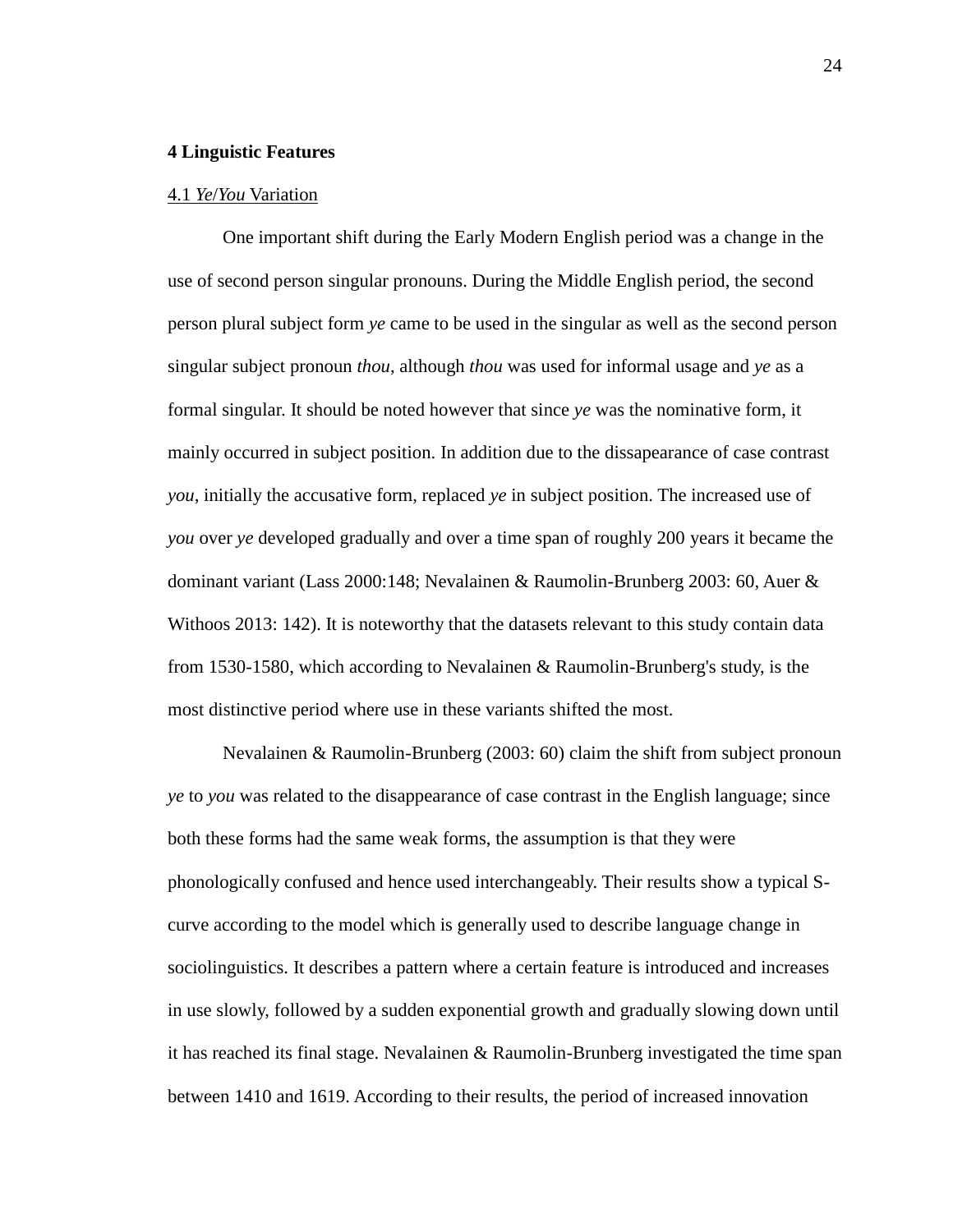## 4 Linguistic Features

### 4.1 *Ye*/*You* Variation

One important shift during the Early Modern English period was a change in the use of second person singular pronouns. During the Middle English period, the second person plural subject form *ye* came to be used in the singular as well as the second person singular subject pronoun *thou*, although *thou* was used for informal usage and *ye* as a formal singular. It should be noted however that since *ye* was the nominative form, it mainly occurred in subject position. In addition due to the dissapearance of case contrast *you*, initially the accusative form, replaced *ye* in subject position. The increased use of *you* over *ye* developed gradually and over a time span of roughly 200 years it became the dominant variant (Lass 2000:148; Nevalainen & Raumolin-Brunberg 2003: 60, Auer & Withoos 2013: 142). It is noteworthy that the datasets relevant to this study contain data from 1530-1580, which according to Nevalainen & Raumolin-Brunberg's study, is the most distinctive period where use in these variants shifted the most.

Nevalainen & Raumolin-Brunberg (2003: 60) claim the shift from subject pronoun *ye* to *you* was related to the disappearance of case contrast in the English language; since both these forms had the same weak forms, the assumption is that they were phonologically confused and hence used interchangeably. Their results show a typical S-curve according to the model which is generally used to describe language change in sociolinguistics. It describes a pattern where a certain feature is introduced and increases in use slowly, followed by a sudden exponential growth and gradually slowing down until it has reached its final stage. Nevalainen & Raumolin-Brunberg investigated the time span between 1410 and 1619. According to their results, the period of increased innovation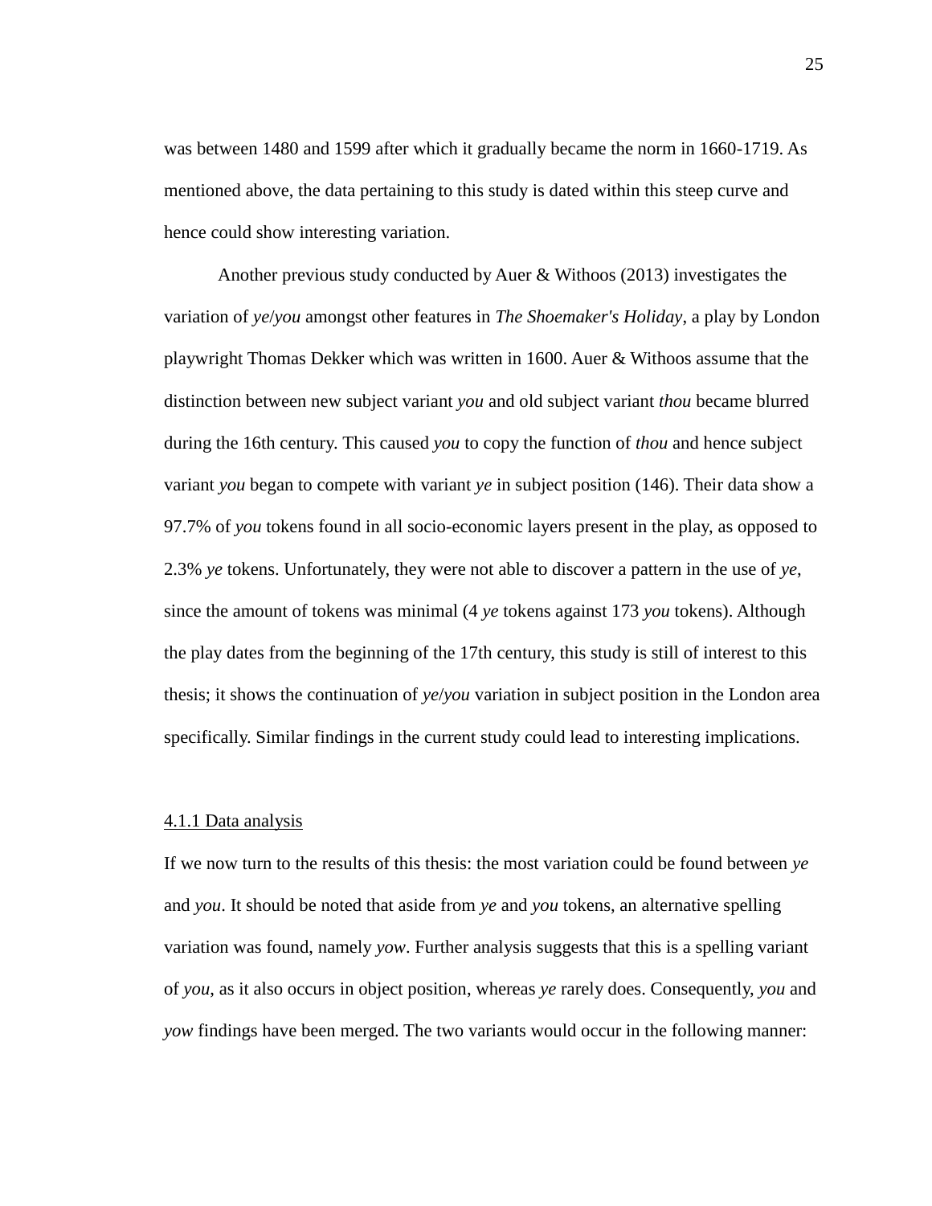was between 1480 and 1599 after which it gradually became the norm in 1660-1719. As mentioned above, the data pertaining to this study is dated within this steep curve and hence could show interesting variation.

Another previous study conducted by Auer & Withoos (2013) investigates the variation of *ye*/*you* amongst other features in *The Shoemaker's Holiday*, a play by London playwright Thomas Dekker which was written in 1600. Auer & Withoos assume that the distinction between new subject variant *you* and old subject variant *thou* became blurred during the 16th century. This caused *you* to copy the function of *thou* and hence subject variant *you* began to compete with variant *ye* in subject position (146). Their data show a 97.7% of *you* tokens found in all socio-economic layers present in the play, as opposed to 2.3% *ye* tokens. Unfortunately, they were not able to discover a pattern in the use of *ye*, since the amount of tokens was minimal (4 *ye* tokens against 173 *you* tokens). Although the play dates from the beginning of the 17th century, this study is still of interest to this thesis; it shows the continuation of *ye*/*you* variation in subject position in the London area specifically. Similar findings in the current study could lead to interesting implications.

### 4.1.1 Data analysis

If we now turn to the results of this thesis: the most variation could be found between *ye* and *you*. It should be noted that aside from *ye* and *you* tokens, an alternative spelling variation was found, namely *yow*. Further analysis suggests that this is a spelling variant of *you*, as it also occurs in object position, whereas *ye* rarely does. Consequently, *you* and *yow* findings have been merged. The two variants would occur in the following manner: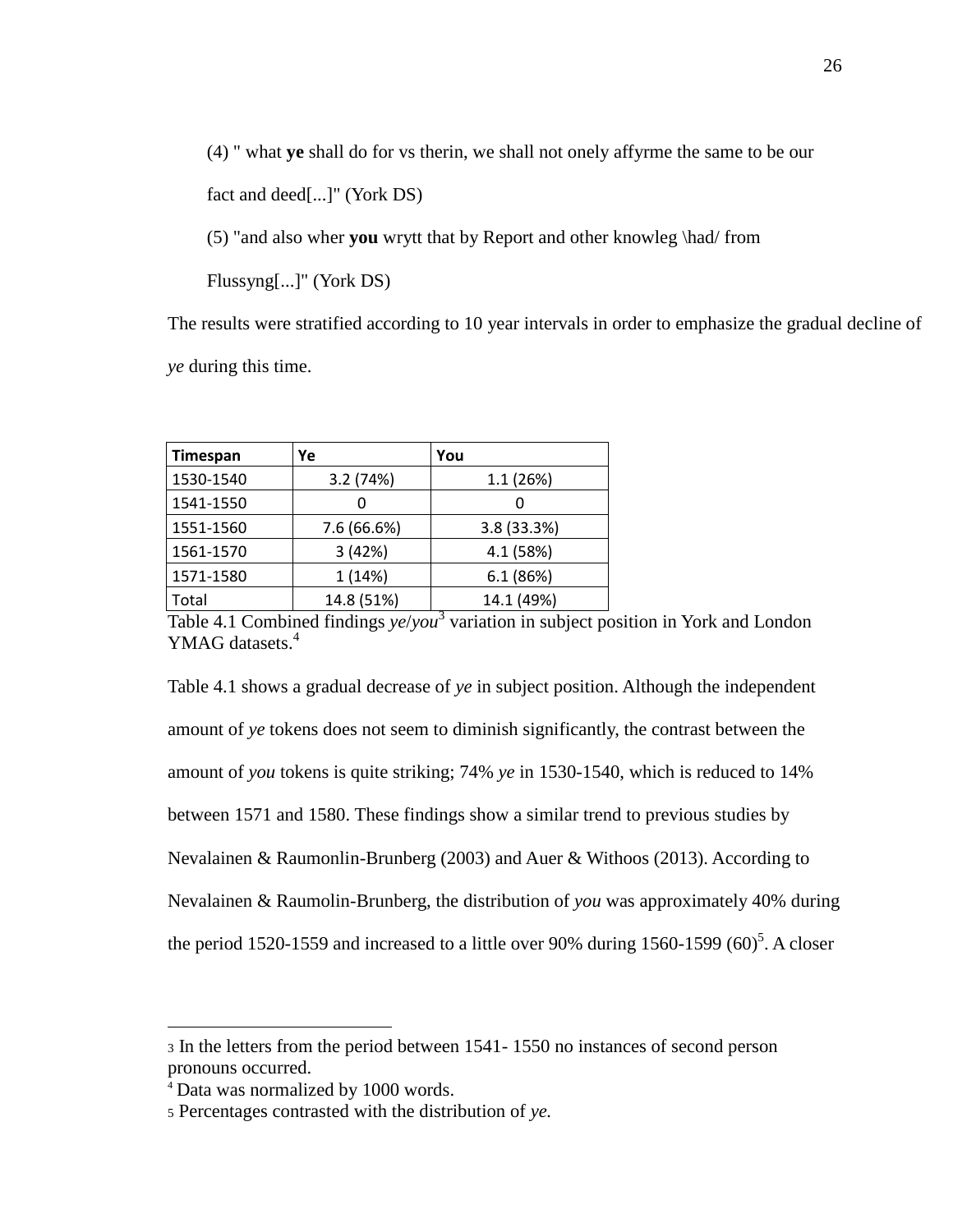(4) " what **ye** shall do for vs therin, we shall not onely affyrme the same to be our fact and deed[...]" (York DS)

(5) "and also wher **you** wrytt that by Report and other knowleg \had/ from Flussyng[...]" (York DS)

The results were stratified according to 10 year intervals in order to emphasize the gradual decline of *ye* during this time.

| Timespan | Ye | You |
|---|---|---|
| 1530-1540 | 3.2 (74%) | 1.1 (26%) |
| 1541-1550 | 0 | 0 |
| 1551-1560 | 7.6 (66.6%) | 3.8 (33.3%) |
| 1561-1570 | 3 (42%) | 4.1 (58%) |
| 1571-1580 | 1 (14%) | 6.1 (86%) |
| Total | 14.8 (51%) | 14.1 (49%) |

Table 4.1 Combined findings *ye*/*you*[3] variation in subject position in York and London YMAG datasets.[4]

Table 4.1 shows a gradual decrease of *ye* in subject position. Although the independent amount of *ye* tokens does not seem to diminish significantly, the contrast between the amount of *you* tokens is quite striking; 74% *ye* in 1530-1540, which is reduced to 14% between 1571 and 1580. These findings show a similar trend to previous studies by Nevalainen & Raumonlin-Brunberg (2003) and Auer & Withoos (2013). According to Nevalainen & Raumolin-Brunberg, the distribution of *you* was approximately 40% during the period 1520-1559 and increased to a little over 90% during 1560-1599 (60)[5]. A closer

---

[3] In the letters from the period between 1541- 1550 no instances of second person pronouns occurred.

[4] Data was normalized by 1000 words.

[5] Percentages contrasted with the distribution of *ye.*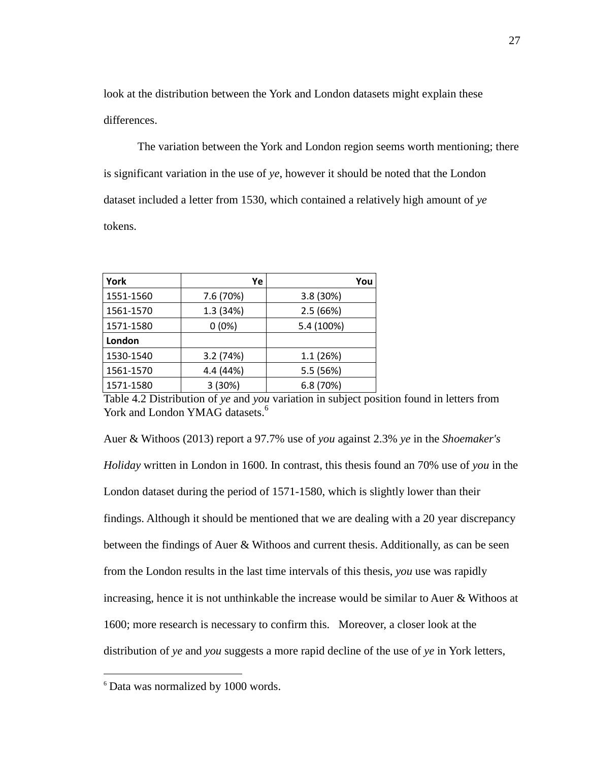look at the distribution between the York and London datasets might explain these differences.

The variation between the York and London region seems worth mentioning; there is significant variation in the use of *ye*, however it should be noted that the London dataset included a letter from 1530, which contained a relatively high amount of *ye* tokens.

| **York** | **Ye** | **You** |
|---|---|---|
| 1551-1560 | 7.6 (70%) | 3.8 (30%) |
| 1561-1570 | 1.3 (34%) | 2.5 (66%) |
| 1571-1580 | 0 (0%) | 5.4 (100%) |
| **London** | | |
| 1530-1540 | 3.2 (74%) | 1.1 (26%) |
| 1561-1570 | 4.4 (44%) | 5.5 (56%) |
| 1571-1580 | 3 (30%) | 6.8 (70%) |

Table 4.2 Distribution of *ye* and *you* variation in subject position found in letters from York and London YMAG datasets.[6]

Auer & Withoos (2013) report a 97.7% use of *you* against 2.3% *ye* in the *Shoemaker's Holiday* written in London in 1600. In contrast, this thesis found an 70% use of *you* in the London dataset during the period of 1571-1580, which is slightly lower than their findings. Although it should be mentioned that we are dealing with a 20 year discrepancy between the findings of Auer & Withoos and current thesis. Additionally, as can be seen from the London results in the last time intervals of this thesis, *you* use was rapidly increasing, hence it is not unthinkable the increase would be similar to Auer & Withoos at 1600; more research is necessary to confirm this. Moreover, a closer look at the distribution of *ye* and *you* suggests a more rapid decline of the use of *ye* in York letters,

[6] Data was normalized by 1000 words.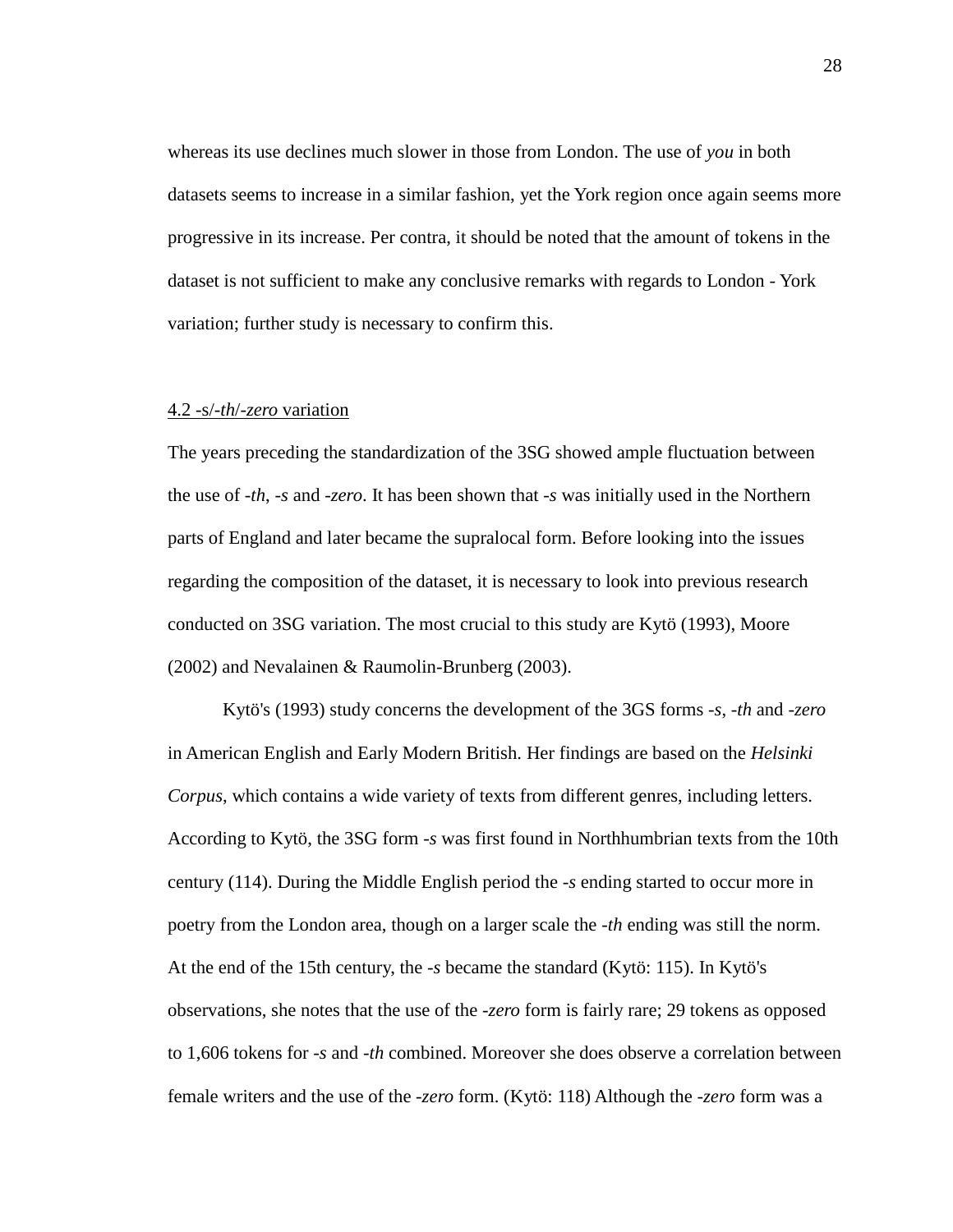whereas its use declines much slower in those from London. The use of *you* in both datasets seems to increase in a similar fashion, yet the York region once again seems more progressive in its increase. Per contra, it should be noted that the amount of tokens in the dataset is not sufficient to make any conclusive remarks with regards to London - York variation; further study is necessary to confirm this.

### 4.2 -s/-*th*/-*zero* variation

The years preceding the standardization of the 3SG showed ample fluctuation between the use of -*th*, -*s* and -*zero*. It has been shown that -*s* was initially used in the Northern parts of England and later became the supralocal form. Before looking into the issues regarding the composition of the dataset, it is necessary to look into previous research conducted on 3SG variation. The most crucial to this study are Kytö (1993), Moore (2002) and Nevalainen & Raumolin-Brunberg (2003).

Kytö's (1993) study concerns the development of the 3GS forms -*s*, -*th* and -*zero* in American English and Early Modern British. Her findings are based on the *Helsinki Corpus*, which contains a wide variety of texts from different genres, including letters. According to Kytö, the 3SG form -*s* was first found in Northhumbrian texts from the 10th century (114). During the Middle English period the -*s* ending started to occur more in poetry from the London area, though on a larger scale the -*th* ending was still the norm. At the end of the 15th century, the -*s* became the standard (Kytö: 115). In Kytö's observations, she notes that the use of the -*zero* form is fairly rare; 29 tokens as opposed to 1,606 tokens for -*s* and -*th* combined. Moreover she does observe a correlation between female writers and the use of the -*zero* form. (Kytö: 118) Although the -*zero* form was a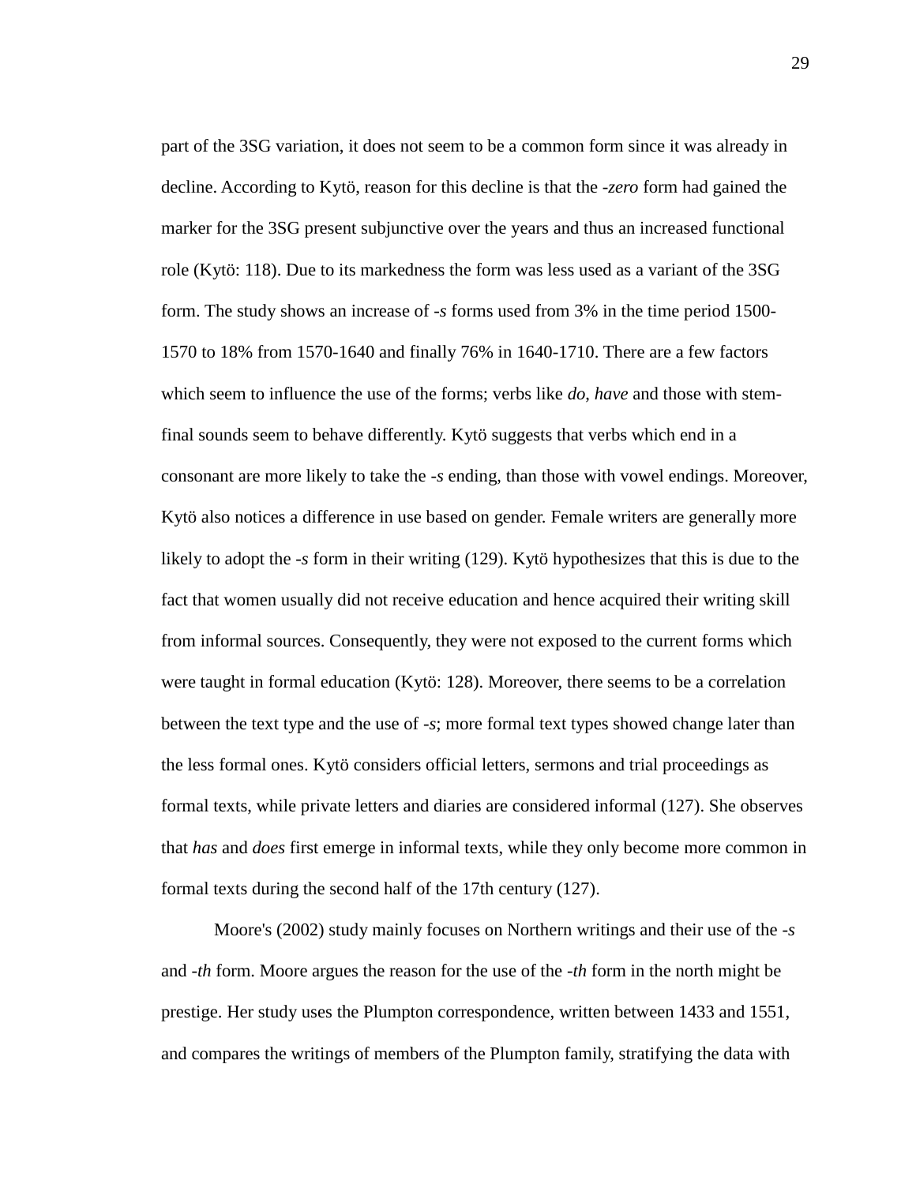part of the 3SG variation, it does not seem to be a common form since it was already in decline. According to Kytö, reason for this decline is that the *-zero* form had gained the marker for the 3SG present subjunctive over the years and thus an increased functional role (Kytö: 118). Due to its markedness the form was less used as a variant of the 3SG form. The study shows an increase of *-s* forms used from 3% in the time period 1500-1570 to 18% from 1570-1640 and finally 76% in 1640-1710. There are a few factors which seem to influence the use of the forms; verbs like *do*, *have* and those with stem-final sounds seem to behave differently. Kytö suggests that verbs which end in a consonant are more likely to take the *-s* ending, than those with vowel endings. Moreover, Kytö also notices a difference in use based on gender. Female writers are generally more likely to adopt the *-s* form in their writing (129). Kytö hypothesizes that this is due to the fact that women usually did not receive education and hence acquired their writing skill from informal sources. Consequently, they were not exposed to the current forms which were taught in formal education (Kytö: 128). Moreover, there seems to be a correlation between the text type and the use of *-s*; more formal text types showed change later than the less formal ones. Kytö considers official letters, sermons and trial proceedings as formal texts, while private letters and diaries are considered informal (127). She observes that *has* and *does* first emerge in informal texts, while they only become more common in formal texts during the second half of the 17th century (127).

Moore's (2002) study mainly focuses on Northern writings and their use of the *-s* and *-th* form. Moore argues the reason for the use of the *-th* form in the north might be prestige. Her study uses the Plumpton correspondence, written between 1433 and 1551, and compares the writings of members of the Plumpton family, stratifying the data with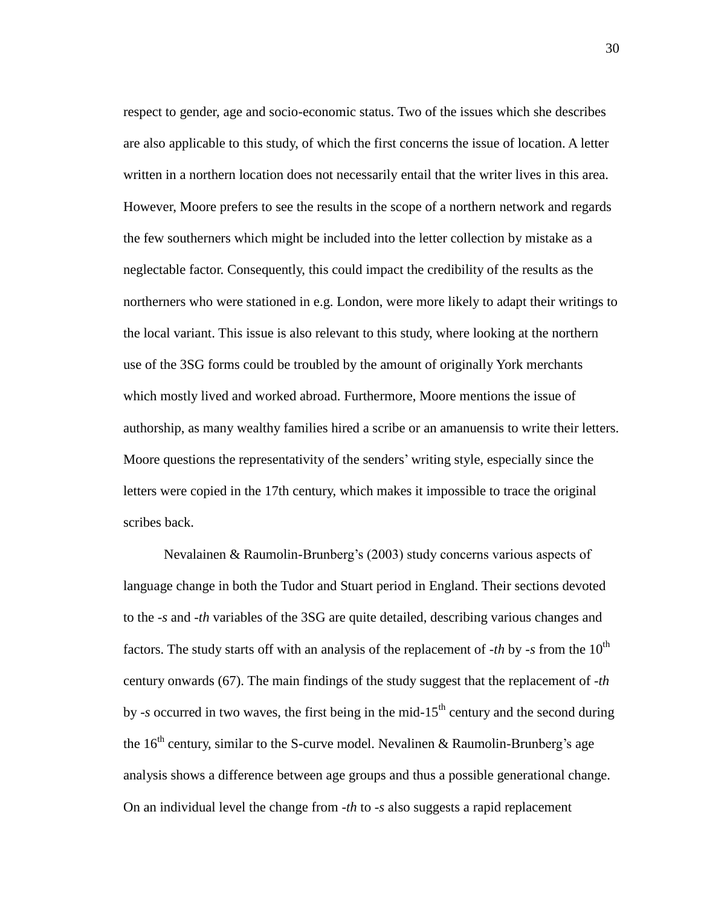respect to gender, age and socio-economic status. Two of the issues which she describes are also applicable to this study, of which the first concerns the issue of location. A letter written in a northern location does not necessarily entail that the writer lives in this area. However, Moore prefers to see the results in the scope of a northern network and regards the few southerners which might be included into the letter collection by mistake as a neglectable factor. Consequently, this could impact the credibility of the results as the northerners who were stationed in e.g. London, were more likely to adapt their writings to the local variant. This issue is also relevant to this study, where looking at the northern use of the 3SG forms could be troubled by the amount of originally York merchants which mostly lived and worked abroad. Furthermore, Moore mentions the issue of authorship, as many wealthy families hired a scribe or an amanuensis to write their letters. Moore questions the representativity of the senders' writing style, especially since the letters were copied in the 17th century, which makes it impossible to trace the original scribes back.

Nevalainen & Raumolin-Brunberg's (2003) study concerns various aspects of language change in both the Tudor and Stuart period in England. Their sections devoted to the *-s* and *-th* variables of the 3SG are quite detailed, describing various changes and factors. The study starts off with an analysis of the replacement of *-th* by *-s* from the 10th century onwards (67). The main findings of the study suggest that the replacement of *-th* by *-s* occurred in two waves, the first being in the mid-15th century and the second during the 16th century, similar to the S-curve model. Nevalinen & Raumolin-Brunberg's age analysis shows a difference between age groups and thus a possible generational change. On an individual level the change from *-th* to *-s* also suggests a rapid replacement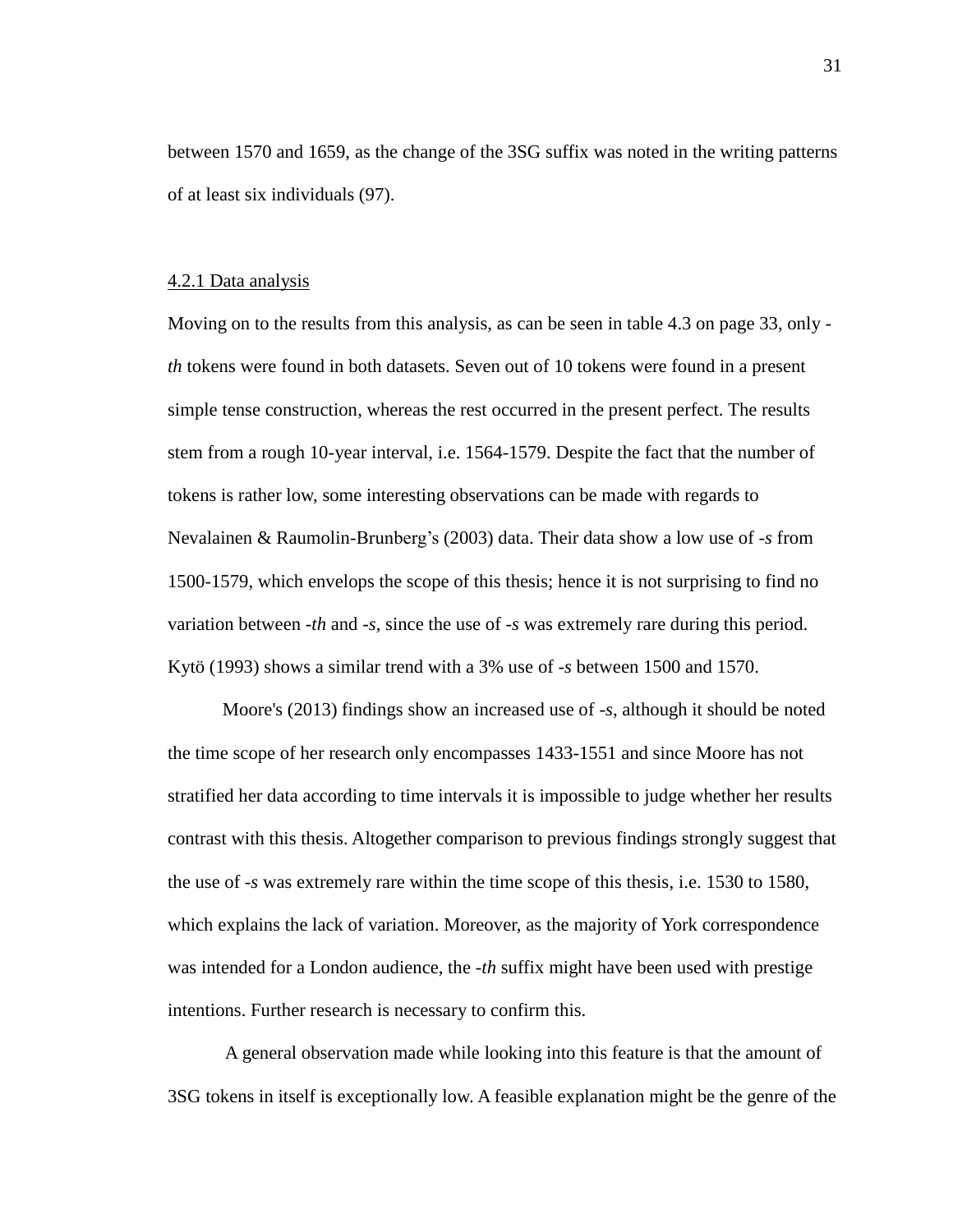between 1570 and 1659, as the change of the 3SG suffix was noted in the writing patterns of at least six individuals (97).

### 4.2.1 Data analysis

Moving on to the results from this analysis, as can be seen in table 4.3 on page 33, only -*th* tokens were found in both datasets. Seven out of 10 tokens were found in a present simple tense construction, whereas the rest occurred in the present perfect. The results stem from a rough 10-year interval, i.e. 1564-1579. Despite the fact that the number of tokens is rather low, some interesting observations can be made with regards to Nevalainen & Raumolin-Brunberg's (2003) data. Their data show a low use of -*s* from 1500-1579, which envelops the scope of this thesis; hence it is not surprising to find no variation between -*th* and -*s*, since the use of -*s* was extremely rare during this period. Kytö (1993) shows a similar trend with a 3% use of -*s* between 1500 and 1570.

Moore's (2013) findings show an increased use of -*s*, although it should be noted the time scope of her research only encompasses 1433-1551 and since Moore has not stratified her data according to time intervals it is impossible to judge whether her results contrast with this thesis. Altogether comparison to previous findings strongly suggest that the use of -*s* was extremely rare within the time scope of this thesis, i.e. 1530 to 1580, which explains the lack of variation. Moreover, as the majority of York correspondence was intended for a London audience, the -*th* suffix might have been used with prestige intentions. Further research is necessary to confirm this.

A general observation made while looking into this feature is that the amount of 3SG tokens in itself is exceptionally low. A feasible explanation might be the genre of the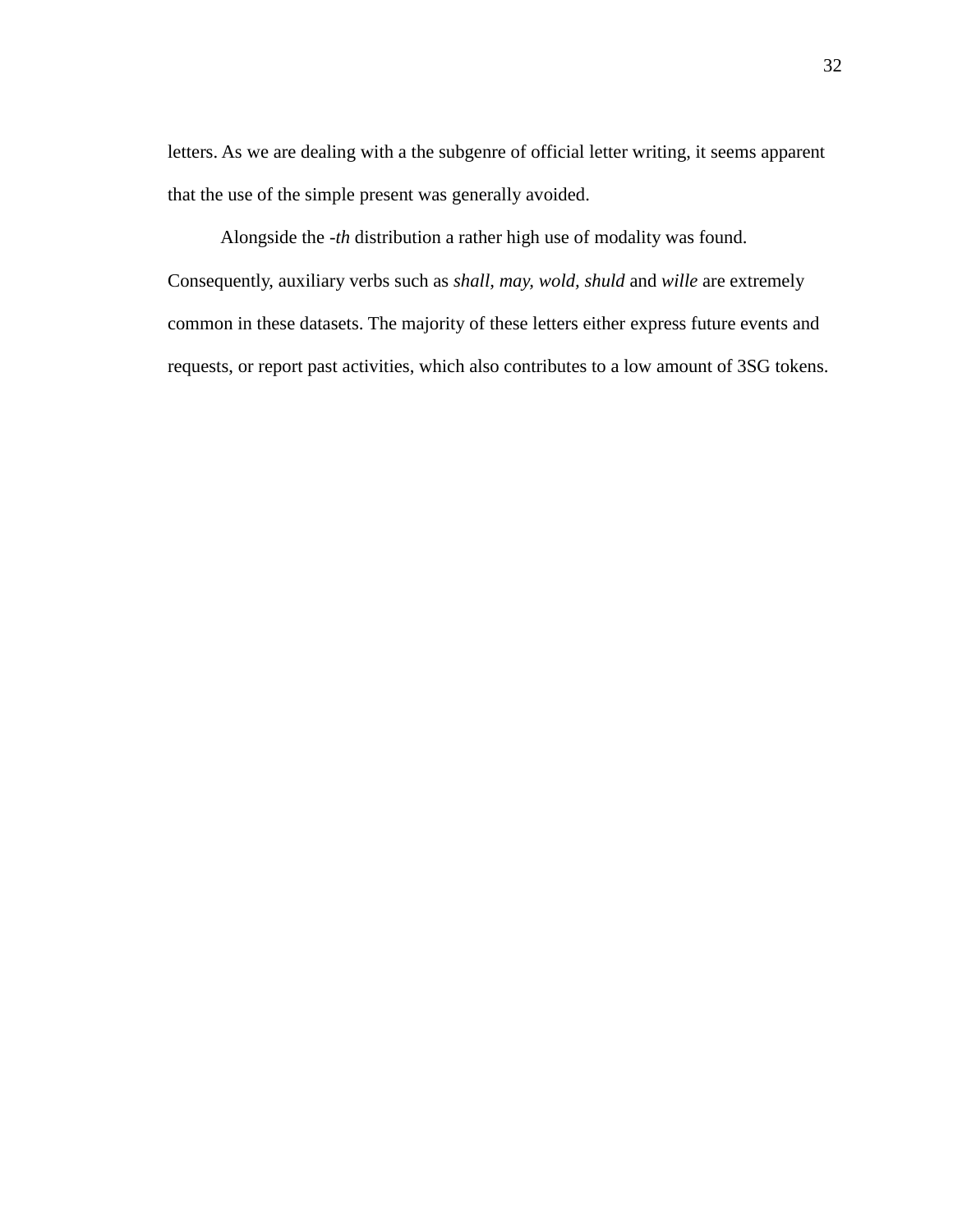letters. As we are dealing with a the subgenre of official letter writing, it seems apparent that the use of the simple present was generally avoided.

Alongside the *-th* distribution a rather high use of modality was found. Consequently, auxiliary verbs such as *shall, may, wold, shuld* and *wille* are extremely common in these datasets. The majority of these letters either express future events and requests, or report past activities, which also contributes to a low amount of 3SG tokens.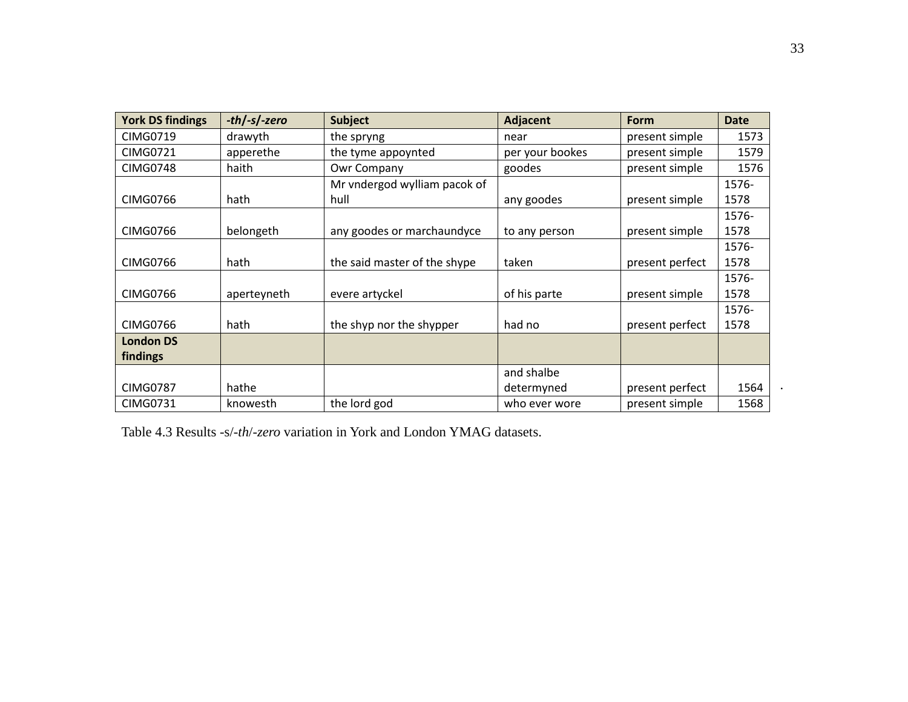| York DS findings | *-th/-s/-zero* | Subject | Adjacent | Form | Date |
|---|---|---|---|---|---|
| CIMG0719 | drawyth | the spryng | near | present simple | 1573 |
| CIMG0721 | apperethe | the tyme appoynted | per your bookes | present simple | 1579 |
| CIMG0748 | haith | Owr Company | goodes | present simple | 1576 |
| CIMG0766 | hath | Mr vndergod wylliam pacok of hull | any goodes | present simple | 1576-1578 |
| CIMG0766 | belongeth | any goodes or marchaundyce | to any person | present simple | 1576-1578 |
| CIMG0766 | hath | the said master of the shype | taken | present perfect | 1576-1578 |
| CIMG0766 | aperteyneth | evere artyckel | of his parte | present simple | 1576-1578 |
| CIMG0766 | hath | the shyp nor the shypper | had no | present perfect | 1576-1578 |
| **London DS findings** | | | | | |
| CIMG0787 | hathe | | and shalbe determyned | present perfect | 1564 |
| CIMG0731 | knowesth | the lord god | who ever wore | present simple | 1568 |

Table 4.3 Results -s/-*th*/-*zero* variation in York and London YMAG datasets.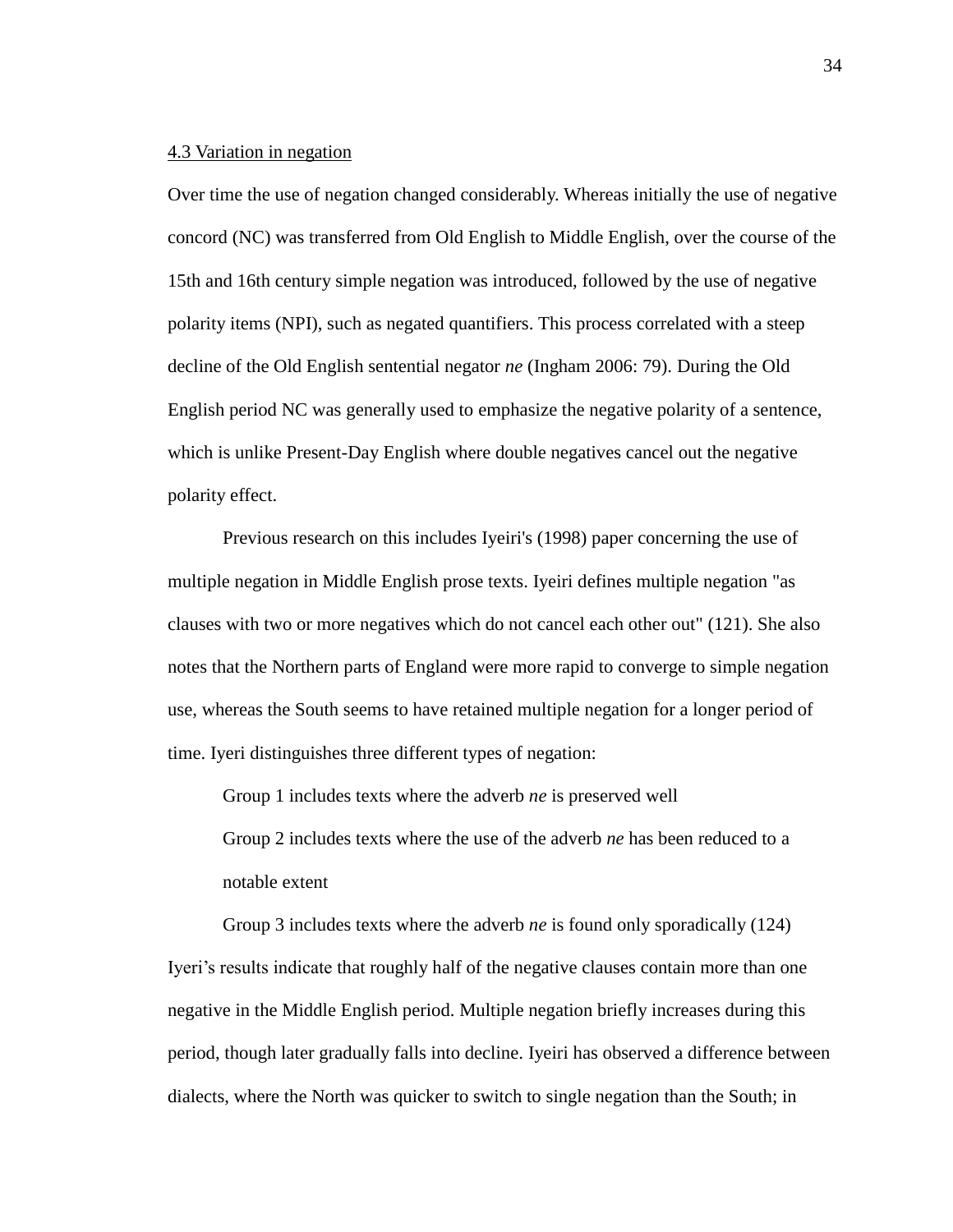<u>4.3 Variation in negation</u>

Over time the use of negation changed considerably. Whereas initially the use of negative concord (NC) was transferred from Old English to Middle English, over the course of the 15th and 16th century simple negation was introduced, followed by the use of negative polarity items (NPI), such as negated quantifiers. This process correlated with a steep decline of the Old English sentential negator *ne* (Ingham 2006: 79). During the Old English period NC was generally used to emphasize the negative polarity of a sentence, which is unlike Present-Day English where double negatives cancel out the negative polarity effect.

Previous research on this includes Iyeiri's (1998) paper concerning the use of multiple negation in Middle English prose texts. Iyeiri defines multiple negation "as clauses with two or more negatives which do not cancel each other out" (121). She also notes that the Northern parts of England were more rapid to converge to simple negation use, whereas the South seems to have retained multiple negation for a longer period of time. Iyeri distinguishes three different types of negation:

Group 1 includes texts where the adverb *ne* is preserved well

Group 2 includes texts where the use of the adverb *ne* has been reduced to a notable extent

Group 3 includes texts where the adverb *ne* is found only sporadically (124)

Iyeri's results indicate that roughly half of the negative clauses contain more than one negative in the Middle English period. Multiple negation briefly increases during this period, though later gradually falls into decline. Iyeiri has observed a difference between dialects, where the North was quicker to switch to single negation than the South; in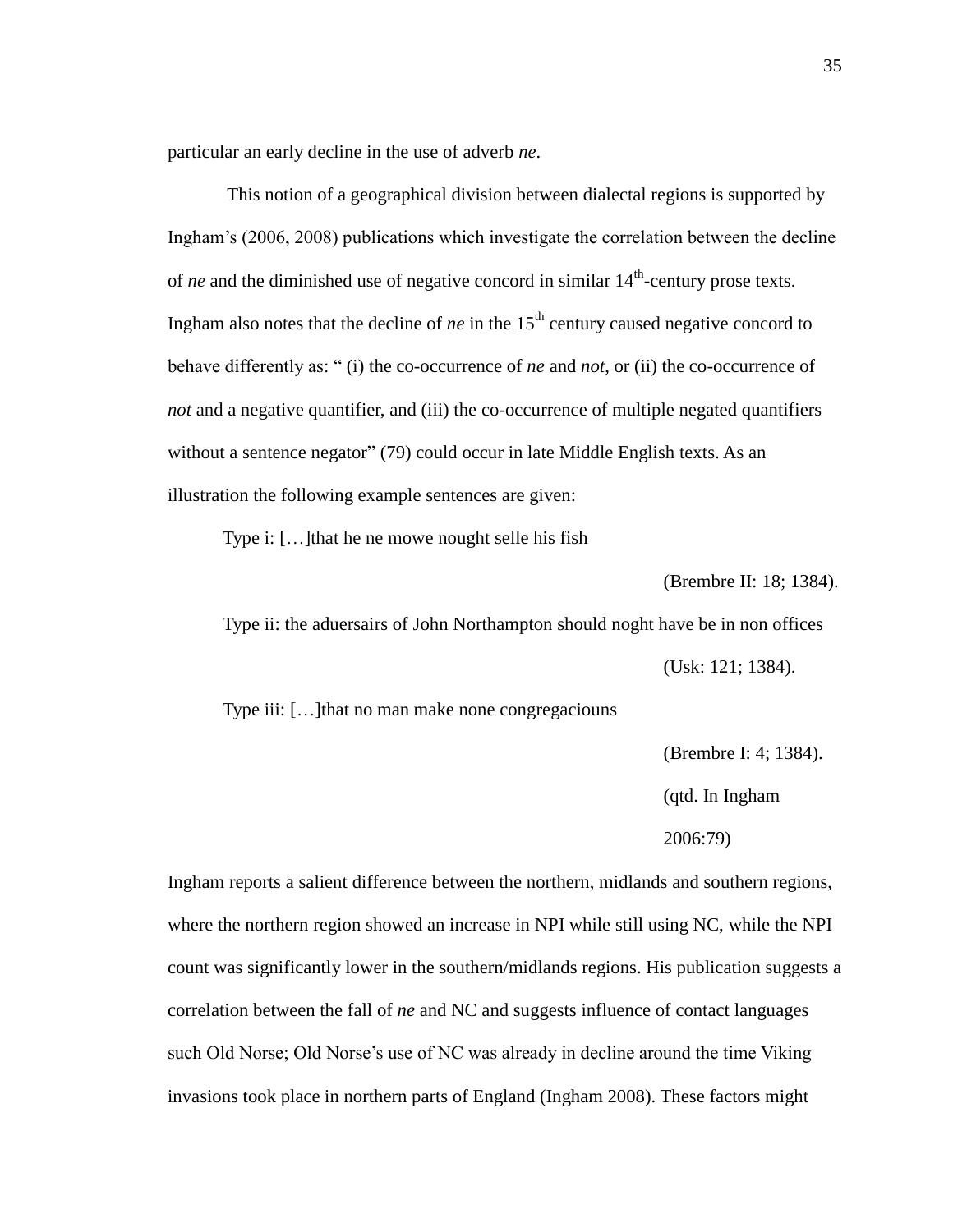particular an early decline in the use of adverb *ne*.

This notion of a geographical division between dialectal regions is supported by Ingham's (2006, 2008) publications which investigate the correlation between the decline of *ne* and the diminished use of negative concord in similar 14th-century prose texts. Ingham also notes that the decline of *ne* in the 15th century caused negative concord to behave differently as: " (i) the co-occurrence of *ne* and *not*, or (ii) the co-occurrence of *not* and a negative quantifier, and (iii) the co-occurrence of multiple negated quantifiers without a sentence negator" (79) could occur in late Middle English texts. As an illustration the following example sentences are given:

Type i: […]that he ne mowe nought selle his fish

(Brembre II: 18; 1384).

Type ii: the aduersairs of John Northampton should noght have be in non offices

(Usk: 121; 1384).

Type iii: […]that no man make none congregaciouns

(Brembre I: 4; 1384).

(qtd. In Ingham 2006:79)

Ingham reports a salient difference between the northern, midlands and southern regions, where the northern region showed an increase in NPI while still using NC, while the NPI count was significantly lower in the southern/midlands regions. His publication suggests a correlation between the fall of *ne* and NC and suggests influence of contact languages such Old Norse; Old Norse's use of NC was already in decline around the time Viking invasions took place in northern parts of England (Ingham 2008). These factors might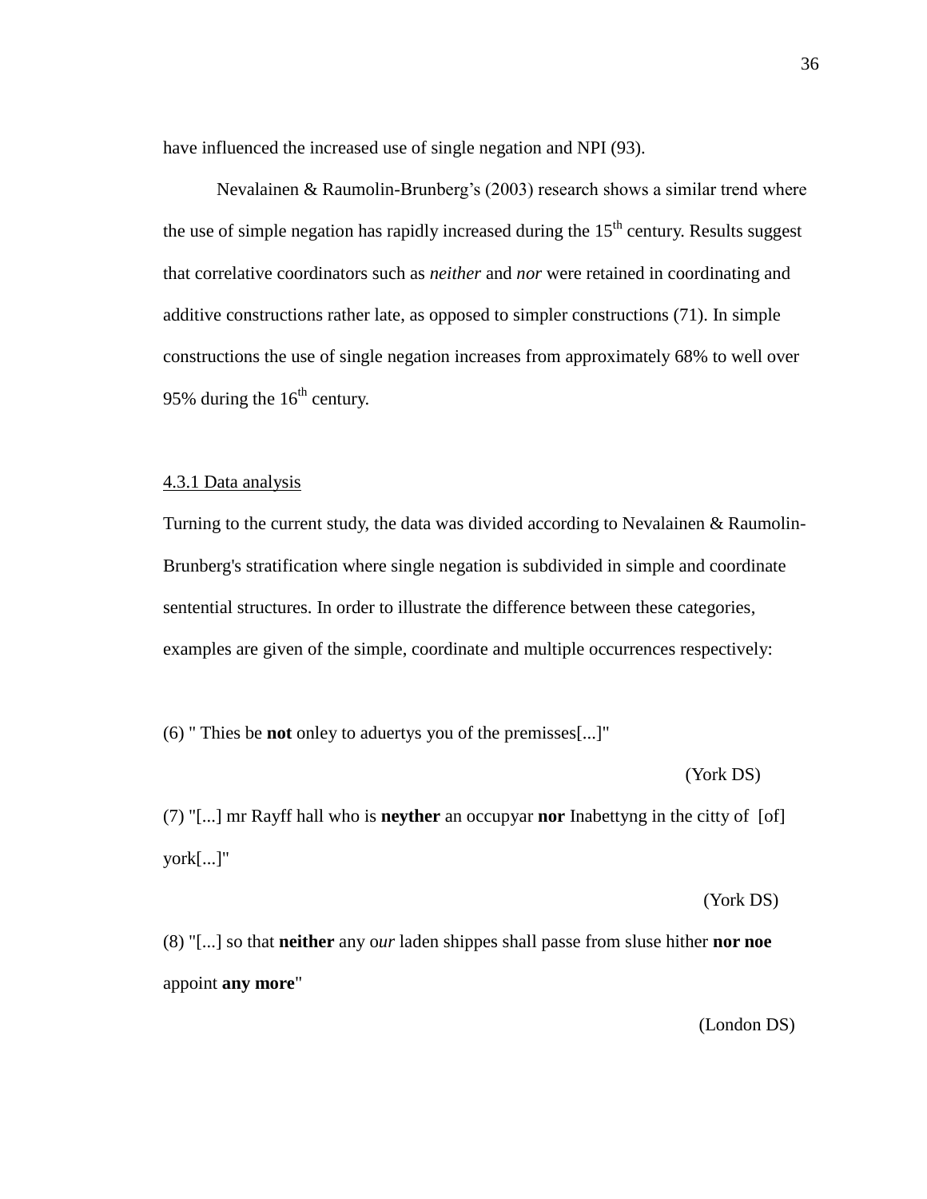have influenced the increased use of single negation and NPI (93).

Nevalainen & Raumolin-Brunberg's (2003) research shows a similar trend where the use of simple negation has rapidly increased during the 15th century. Results suggest that correlative coordinators such as *neither* and *nor* were retained in coordinating and additive constructions rather late, as opposed to simpler constructions (71). In simple constructions the use of single negation increases from approximately 68% to well over 95% during the 16th century.

### 4.3.1 Data analysis

Turning to the current study, the data was divided according to Nevalainen & Raumolin-Brunberg's stratification where single negation is subdivided in simple and coordinate sentential structures. In order to illustrate the difference between these categories, examples are given of the simple, coordinate and multiple occurrences respectively:

(6) " Thies be **not** onley to aduertys you of the premisses[...]"

(York DS)

(7) "[...] mr Rayff hall who is **neyther** an occupyar **nor** Inabettyng in the citty of [of] york[...]"

(York DS)

(8) "[...] so that **neither** any o*ur* laden shippes shall passe from sluse hither **nor noe** appoint **any more**"

(London DS)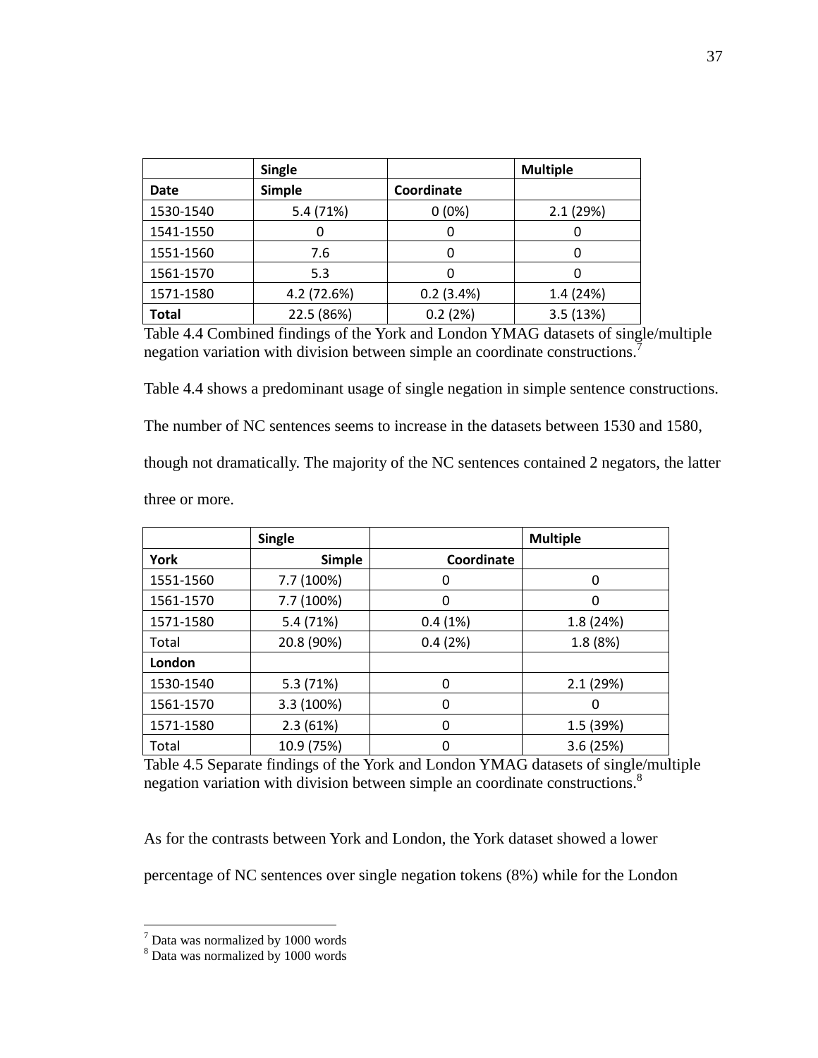| | Single | | Multiple |
|---|---|---|---|
| Date | Simple | Coordinate | |
| 1530-1540 | 5.4 (71%) | 0 (0%) | 2.1 (29%) |
| 1541-1550 | 0 | 0 | 0 |
| 1551-1560 | 7.6 | 0 | 0 |
| 1561-1570 | 5.3 | 0 | 0 |
| 1571-1580 | 4.2 (72.6%) | 0.2 (3.4%) | 1.4 (24%) |
| **Total** | 22.5 (86%) | 0.2 (2%) | 3.5 (13%) |

Table 4.4 Combined findings of the York and London YMAG datasets of single/multiple negation variation with division between simple an coordinate constructions.[7]

Table 4.4 shows a predominant usage of single negation in simple sentence constructions. The number of NC sentences seems to increase in the datasets between 1530 and 1580, though not dramatically. The majority of the NC sentences contained 2 negators, the latter three or more.

| | Single | | Multiple |
|---|---|---|---|
| **York** | Simple | Coordinate | |
| 1551-1560 | 7.7 (100%) | 0 | 0 |
| 1561-1570 | 7.7 (100%) | 0 | 0 |
| 1571-1580 | 5.4 (71%) | 0.4 (1%) | 1.8 (24%) |
| Total | 20.8 (90%) | 0.4 (2%) | 1.8 (8%) |
| **London** | | | |
| 1530-1540 | 5.3 (71%) | 0 | 2.1 (29%) |
| 1561-1570 | 3.3 (100%) | 0 | 0 |
| 1571-1580 | 2.3 (61%) | 0 | 1.5 (39%) |
| Total | 10.9 (75%) | 0 | 3.6 (25%) |

Table 4.5 Separate findings of the York and London YMAG datasets of single/multiple negation variation with division between simple an coordinate constructions.[8]

As for the contrasts between York and London, the York dataset showed a lower percentage of NC sentences over single negation tokens (8%) while for the London

[7] Data was normalized by 1000 words

[8] Data was normalized by 1000 words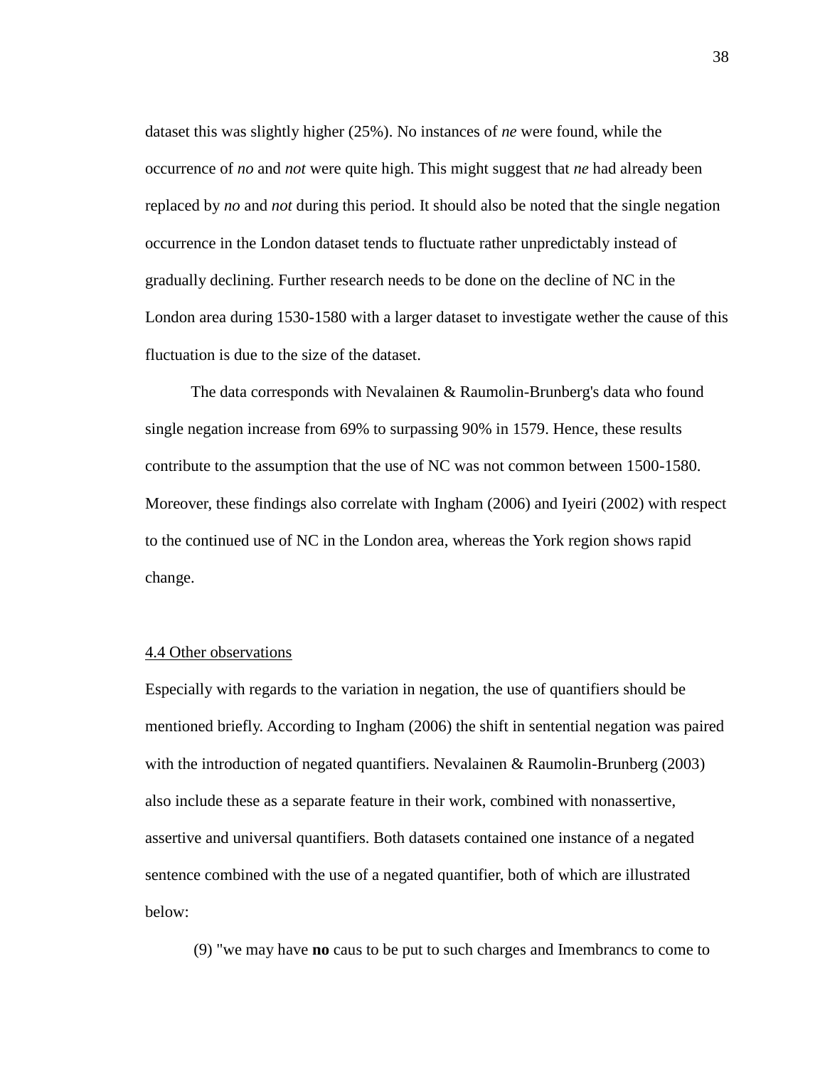dataset this was slightly higher (25%). No instances of *ne* were found, while the occurrence of *no* and *not* were quite high. This might suggest that *ne* had already been replaced by *no* and *not* during this period. It should also be noted that the single negation occurrence in the London dataset tends to fluctuate rather unpredictably instead of gradually declining. Further research needs to be done on the decline of NC in the London area during 1530-1580 with a larger dataset to investigate wether the cause of this fluctuation is due to the size of the dataset.

The data corresponds with Nevalainen & Raumolin-Brunberg's data who found single negation increase from 69% to surpassing 90% in 1579. Hence, these results contribute to the assumption that the use of NC was not common between 1500-1580. Moreover, these findings also correlate with Ingham (2006) and Iyeiri (2002) with respect to the continued use of NC in the London area, whereas the York region shows rapid change.

## 4.4 Other observations

Especially with regards to the variation in negation, the use of quantifiers should be mentioned briefly. According to Ingham (2006) the shift in sentential negation was paired with the introduction of negated quantifiers. Nevalainen & Raumolin-Brunberg (2003) also include these as a separate feature in their work, combined with nonassertive, assertive and universal quantifiers. Both datasets contained one instance of a negated sentence combined with the use of a negated quantifier, both of which are illustrated below:

(9) "we may have **no** caus to be put to such charges and Imembrancs to come to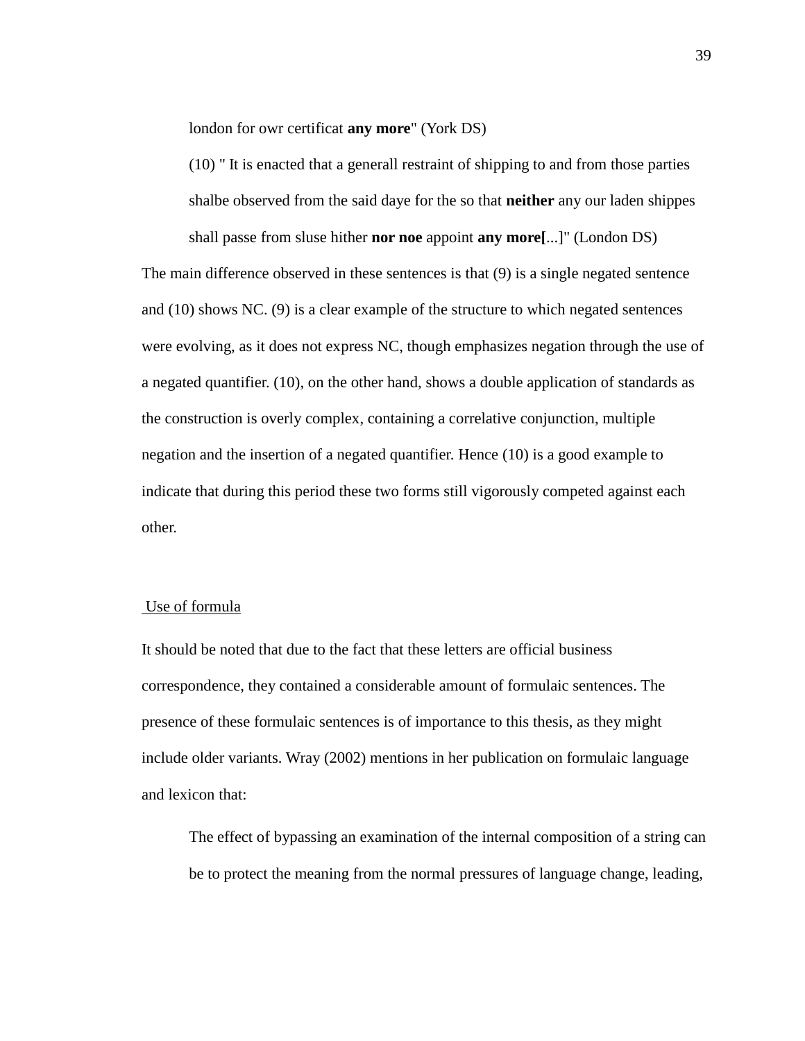london for owr certificat **any more**" (York DS)

(10) " It is enacted that a generall restraint of shipping to and from those parties shalbe observed from the said daye for the so that **neither** any our laden shippes shall passe from sluse hither **nor noe** appoint **any more[**...]" (London DS)

The main difference observed in these sentences is that (9) is a single negated sentence and (10) shows NC. (9) is a clear example of the structure to which negated sentences were evolving, as it does not express NC, though emphasizes negation through the use of a negated quantifier. (10), on the other hand, shows a double application of standards as the construction is overly complex, containing a correlative conjunction, multiple negation and the insertion of a negated quantifier. Hence (10) is a good example to indicate that during this period these two forms still vigorously competed against each other.

<u>Use of formula</u>

It should be noted that due to the fact that these letters are official business correspondence, they contained a considerable amount of formulaic sentences. The presence of these formulaic sentences is of importance to this thesis, as they might include older variants. Wray (2002) mentions in her publication on formulaic language and lexicon that:

> The effect of bypassing an examination of the internal composition of a string can be to protect the meaning from the normal pressures of language change, leading,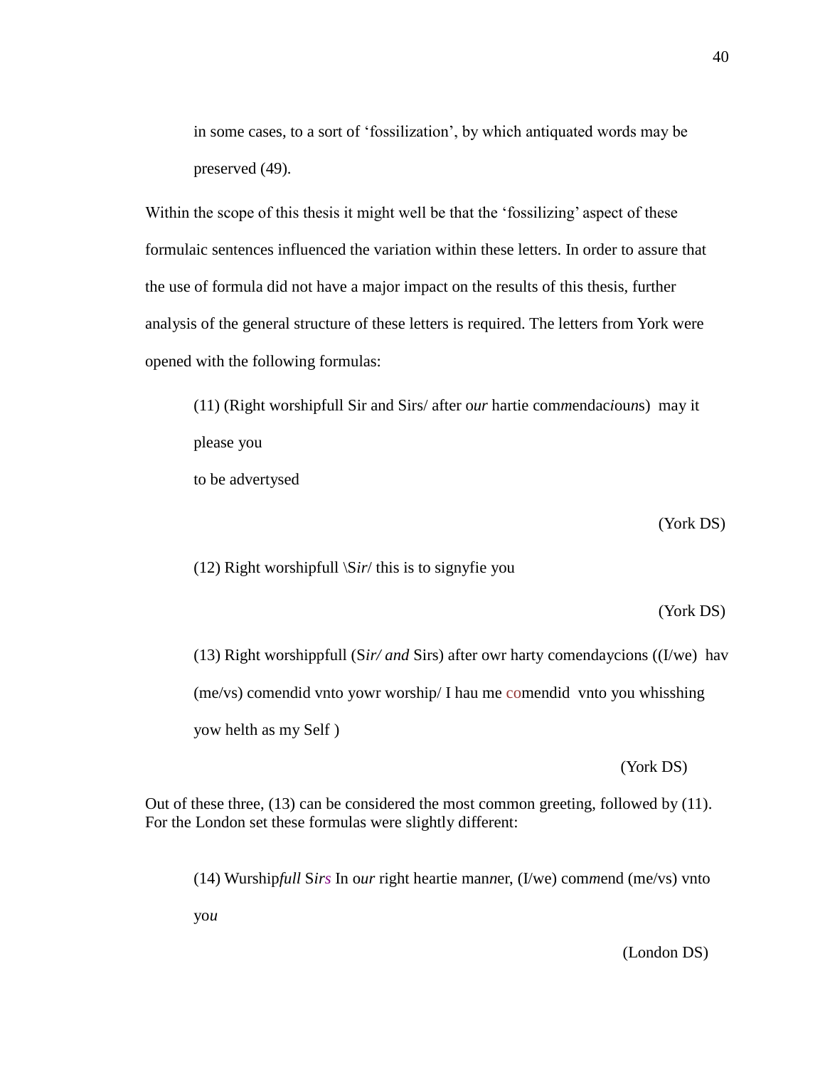in some cases, to a sort of 'fossilization', by which antiquated words may be preserved (49).

Within the scope of this thesis it might well be that the 'fossilizing' aspect of these formulaic sentences influenced the variation within these letters. In order to assure that the use of formula did not have a major impact on the results of this thesis, further analysis of the general structure of these letters is required. The letters from York were opened with the following formulas:

> (11) (Right worshipfull Sir and Sirs/ after o*ur* hartie com*m*endac*i*ou*n*s) may it please you
> to be advertysed
>
> (York DS)

> (12) Right worshipfull \S*ir*/ this is to signyfie you
>
> (York DS)

> (13) Right worshippfull (S*ir/ and* Sirs) after owr harty comendaycions ((I/we) hav (me/vs) comendid vnto yowr worship/ I hau me comendid vnto you whisshing yow helth as my Self )
>
> (York DS)

Out of these three, (13) can be considered the most common greeting, followed by (11). For the London set these formulas were slightly different:

> (14) Wurship*full* S*ir*s In o*ur* right heartie man*n*er, (I/we) com*m*end (me/vs) vnto yo*u*
>
> (London DS)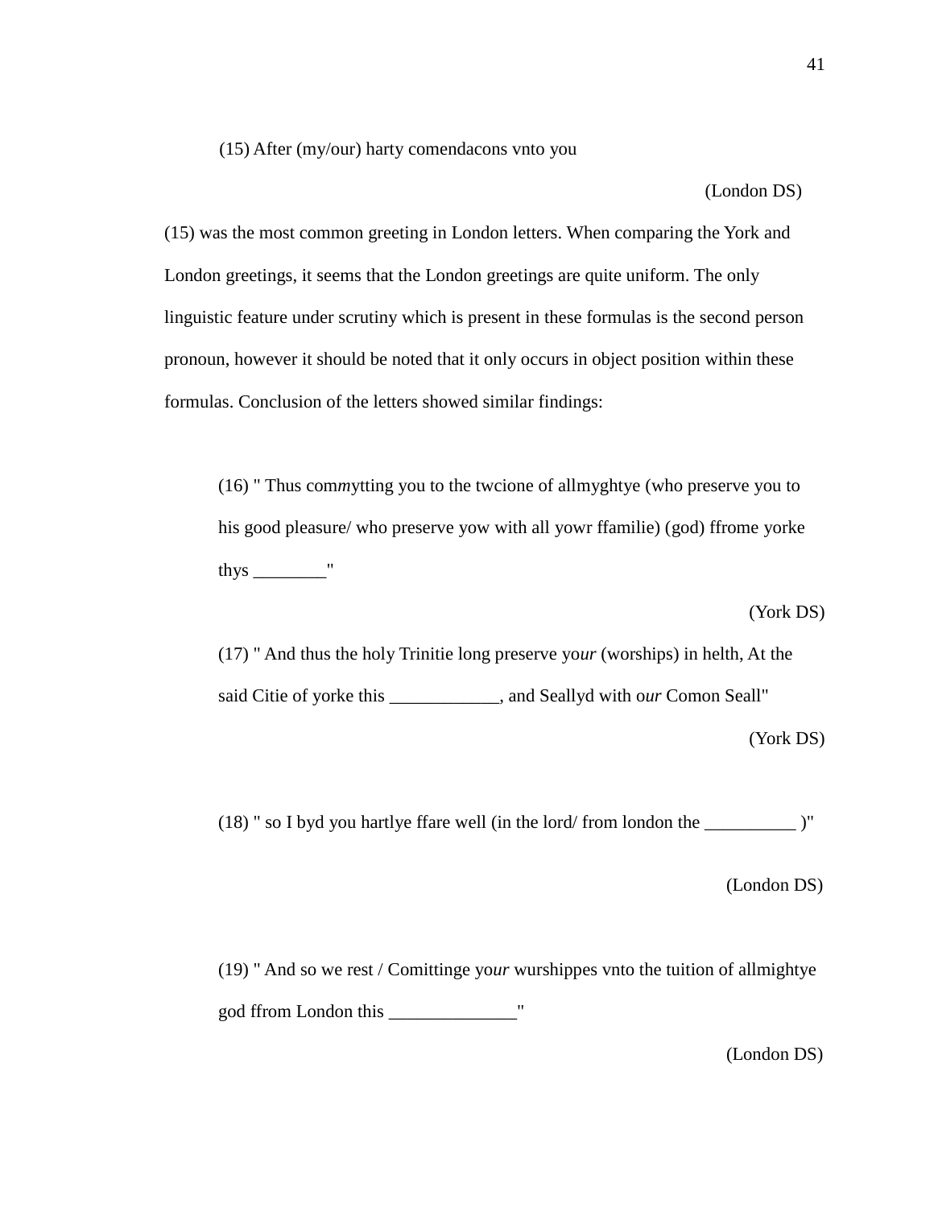(15) After (my/our) harty comendacons vnto you

(London DS)

(15) was the most common greeting in London letters. When comparing the York and London greetings, it seems that the London greetings are quite uniform. The only linguistic feature under scrutiny which is present in these formulas is the second person pronoun, however it should be noted that it only occurs in object position within these formulas. Conclusion of the letters showed similar findings:

(16) " Thus com*m*ytting you to the twcione of allmyghtye (who preserve you to his good pleasure/ who preserve yow with all yowr ffamilie) (god) ffrome yorke thys ________"

(York DS)

(17) " And thus the holy Trinitie long preserve yo*ur* (worships) in helth, At the said Citie of yorke this ____________, and Seallyd with o*ur* Comon Seall"

(York DS)

(18) " so I byd you hartlye ffare well (in the lord/ from london the __________ )"

(London DS)

(19) " And so we rest / Comittinge yo*ur* wurshippes vnto the tuition of allmightye god ffrom London this ______________"

(London DS)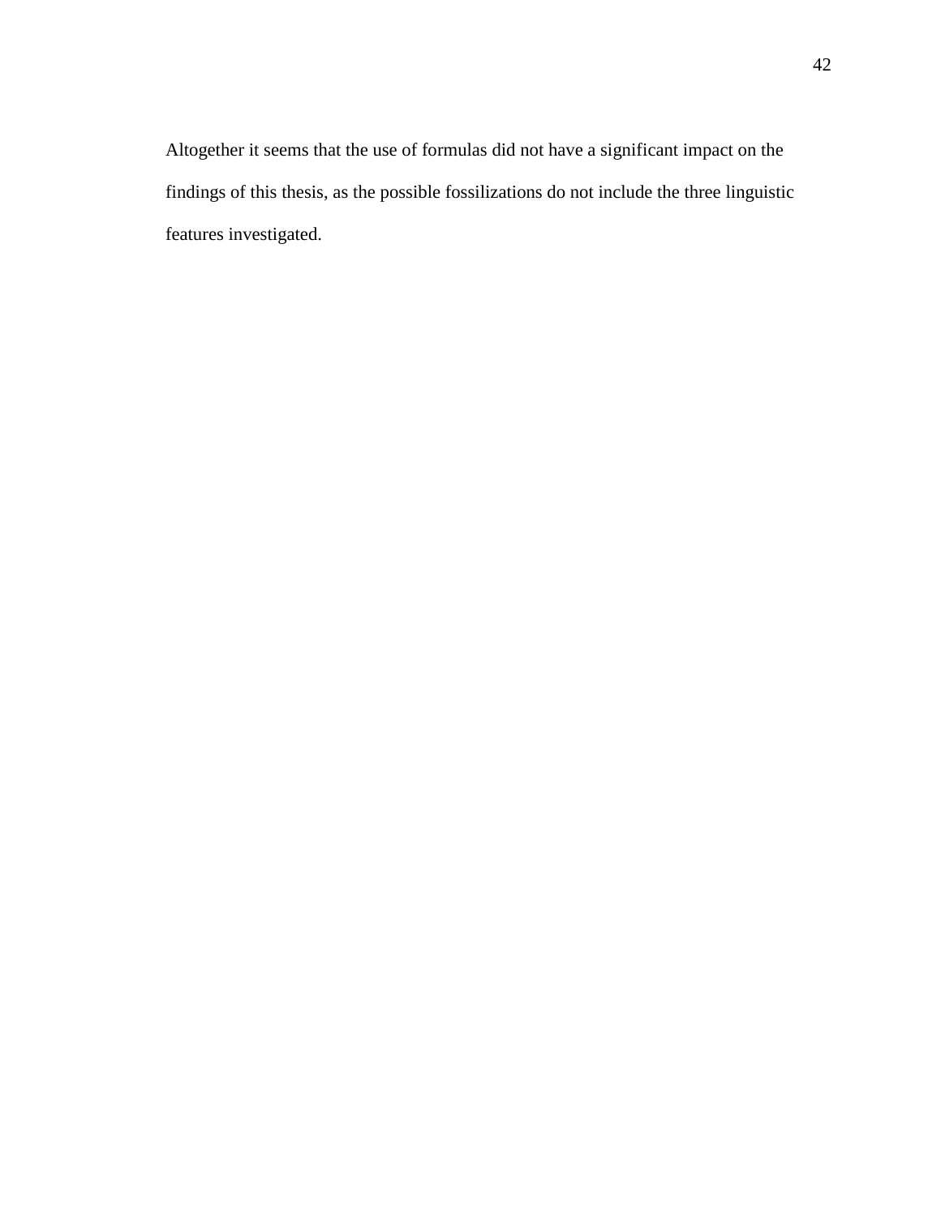Altogether it seems that the use of formulas did not have a significant impact on the findings of this thesis, as the possible fossilizations do not include the three linguistic features investigated.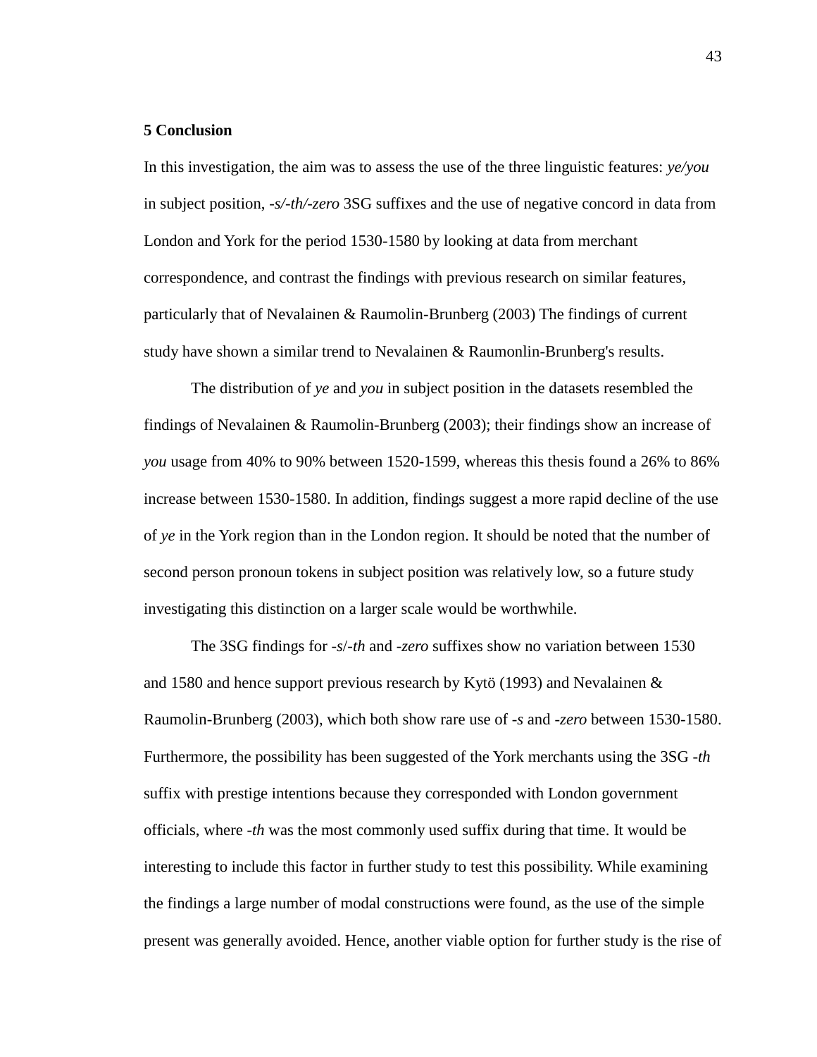## 5 Conclusion

In this investigation, the aim was to assess the use of the three linguistic features: *ye/you* in subject position, *-s/-th/-zero* 3SG suffixes and the use of negative concord in data from London and York for the period 1530-1580 by looking at data from merchant correspondence, and contrast the findings with previous research on similar features, particularly that of Nevalainen & Raumolin-Brunberg (2003) The findings of current study have shown a similar trend to Nevalainen & Raumonlin-Brunberg's results.

The distribution of *ye* and *you* in subject position in the datasets resembled the findings of Nevalainen & Raumolin-Brunberg (2003); their findings show an increase of *you* usage from 40% to 90% between 1520-1599, whereas this thesis found a 26% to 86% increase between 1530-1580. In addition, findings suggest a more rapid decline of the use of *ye* in the York region than in the London region. It should be noted that the number of second person pronoun tokens in subject position was relatively low, so a future study investigating this distinction on a larger scale would be worthwhile.

The 3SG findings for *-s*/*-th* and *-zero* suffixes show no variation between 1530 and 1580 and hence support previous research by Kytö (1993) and Nevalainen & Raumolin-Brunberg (2003), which both show rare use of *-s* and *-zero* between 1530-1580. Furthermore, the possibility has been suggested of the York merchants using the 3SG *-th* suffix with prestige intentions because they corresponded with London government officials, where *-th* was the most commonly used suffix during that time. It would be interesting to include this factor in further study to test this possibility. While examining the findings a large number of modal constructions were found, as the use of the simple present was generally avoided. Hence, another viable option for further study is the rise of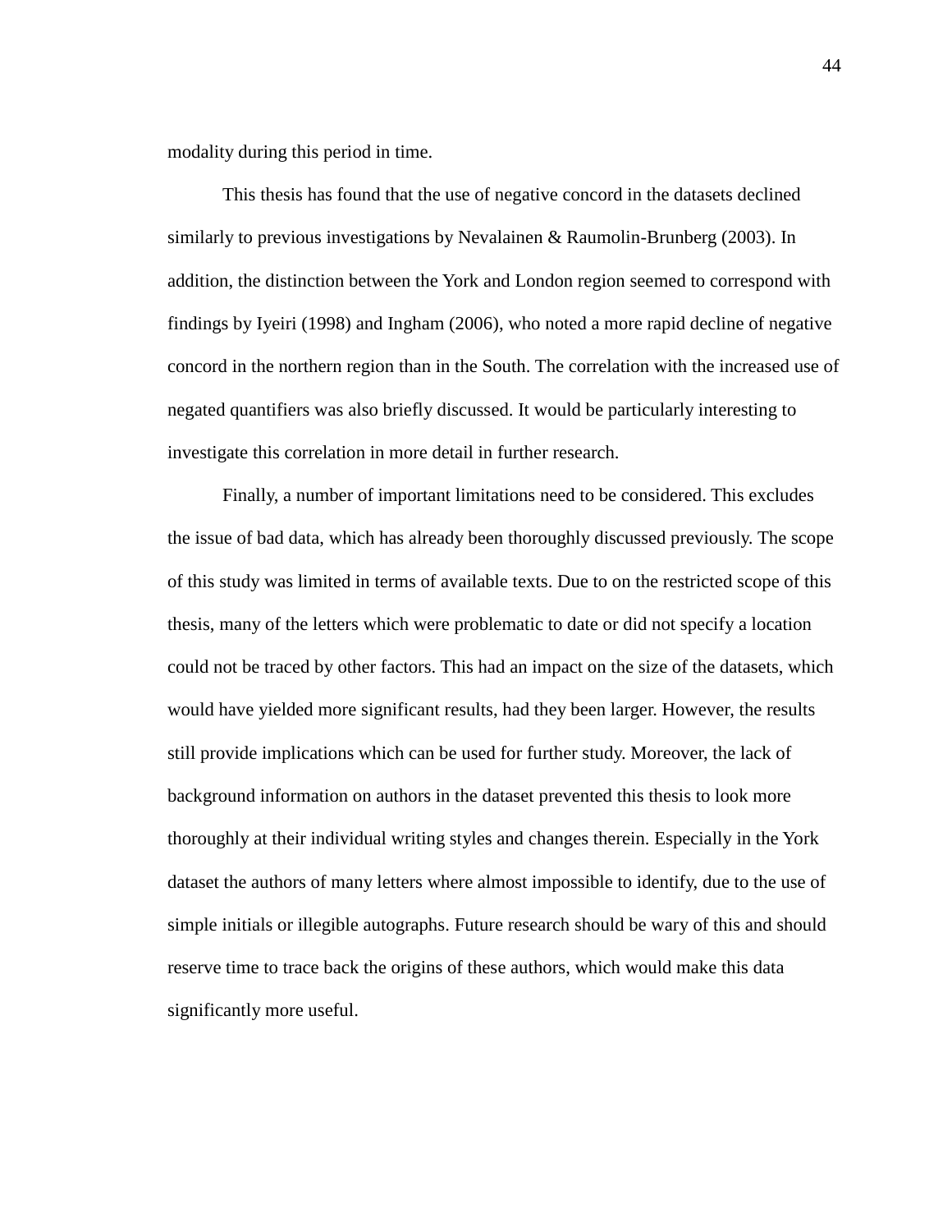modality during this period in time.

This thesis has found that the use of negative concord in the datasets declined similarly to previous investigations by Nevalainen & Raumolin-Brunberg (2003). In addition, the distinction between the York and London region seemed to correspond with findings by Iyeiri (1998) and Ingham (2006), who noted a more rapid decline of negative concord in the northern region than in the South. The correlation with the increased use of negated quantifiers was also briefly discussed. It would be particularly interesting to investigate this correlation in more detail in further research.

Finally, a number of important limitations need to be considered. This excludes the issue of bad data, which has already been thoroughly discussed previously. The scope of this study was limited in terms of available texts. Due to on the restricted scope of this thesis, many of the letters which were problematic to date or did not specify a location could not be traced by other factors. This had an impact on the size of the datasets, which would have yielded more significant results, had they been larger. However, the results still provide implications which can be used for further study. Moreover, the lack of background information on authors in the dataset prevented this thesis to look more thoroughly at their individual writing styles and changes therein. Especially in the York dataset the authors of many letters where almost impossible to identify, due to the use of simple initials or illegible autographs. Future research should be wary of this and should reserve time to trace back the origins of these authors, which would make this data significantly more useful.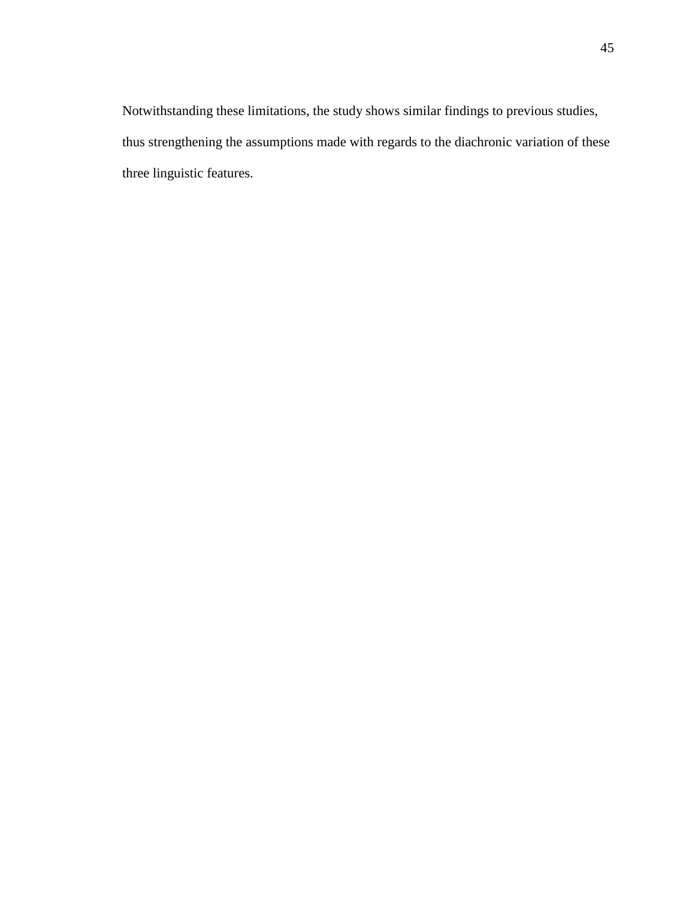Notwithstanding these limitations, the study shows similar findings to previous studies, thus strengthening the assumptions made with regards to the diachronic variation of these three linguistic features.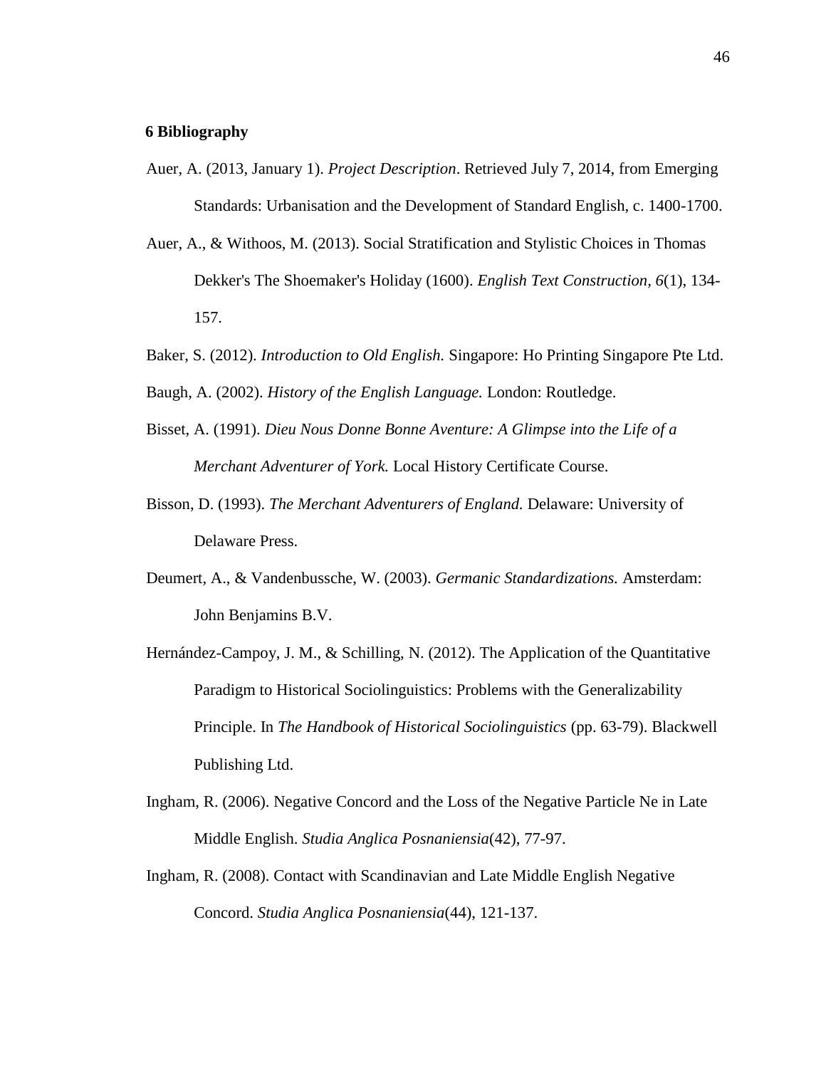## 6 Bibliography

Auer, A. (2013, January 1). *Project Description*. Retrieved July 7, 2014, from Emerging Standards: Urbanisation and the Development of Standard English, c. 1400-1700.

Auer, A., & Withoos, M. (2013). Social Stratification and Stylistic Choices in Thomas Dekker's The Shoemaker's Holiday (1600). *English Text Construction, 6*(1), 134-157.

Baker, S. (2012). *Introduction to Old English.* Singapore: Ho Printing Singapore Pte Ltd.

Baugh, A. (2002). *History of the English Language.* London: Routledge.

Bisset, A. (1991). *Dieu Nous Donne Bonne Aventure: A Glimpse into the Life of a Merchant Adventurer of York.* Local History Certificate Course.

Bisson, D. (1993). *The Merchant Adventurers of England.* Delaware: University of Delaware Press.

Deumert, A., & Vandenbussche, W. (2003). *Germanic Standardizations.* Amsterdam: John Benjamins B.V.

Hernández-Campoy, J. M., & Schilling, N. (2012). The Application of the Quantitative Paradigm to Historical Sociolinguistics: Problems with the Generalizability Principle. In *The Handbook of Historical Sociolinguistics* (pp. 63-79). Blackwell Publishing Ltd.

Ingham, R. (2006). Negative Concord and the Loss of the Negative Particle Ne in Late Middle English. *Studia Anglica Posnaniensia*(42), 77-97.

Ingham, R. (2008). Contact with Scandinavian and Late Middle English Negative Concord. *Studia Anglica Posnaniensia*(44), 121-137.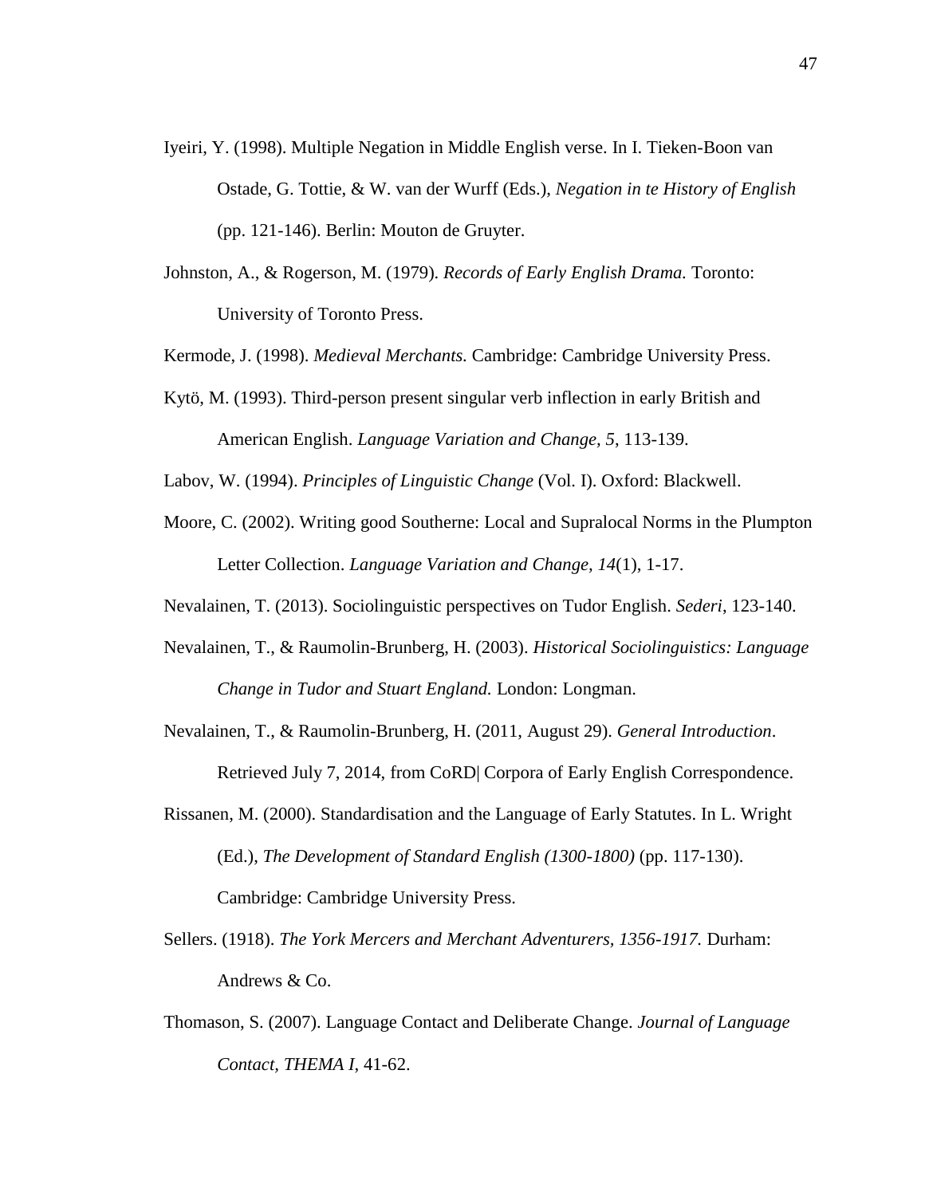Iyeiri, Y. (1998). Multiple Negation in Middle English verse. In I. Tieken-Boon van Ostade, G. Tottie, & W. van der Wurff (Eds.), *Negation in te History of English* (pp. 121-146). Berlin: Mouton de Gruyter.

Johnston, A., & Rogerson, M. (1979). *Records of Early English Drama.* Toronto: University of Toronto Press.

Kermode, J. (1998). *Medieval Merchants.* Cambridge: Cambridge University Press.

Kytö, M. (1993). Third-person present singular verb inflection in early British and American English. *Language Variation and Change, 5*, 113-139.

Labov, W. (1994). *Principles of Linguistic Change* (Vol. I). Oxford: Blackwell.

Moore, C. (2002). Writing good Southerne: Local and Supralocal Norms in the Plumpton Letter Collection. *Language Variation and Change, 14*(1), 1-17.

Nevalainen, T. (2013). Sociolinguistic perspectives on Tudor English. *Sederi*, 123-140.

Nevalainen, T., & Raumolin-Brunberg, H. (2003). *Historical Sociolinguistics: Language Change in Tudor and Stuart England.* London: Longman.

Nevalainen, T., & Raumolin-Brunberg, H. (2011, August 29). *General Introduction*. Retrieved July 7, 2014, from CoRD| Corpora of Early English Correspondence.

Rissanen, M. (2000). Standardisation and the Language of Early Statutes. In L. Wright (Ed.), *The Development of Standard English (1300-1800)* (pp. 117-130). Cambridge: Cambridge University Press.

Sellers. (1918). *The York Mercers and Merchant Adventurers, 1356-1917.* Durham: Andrews & Co.

Thomason, S. (2007). Language Contact and Deliberate Change. *Journal of Language Contact, THEMA I*, 41-62.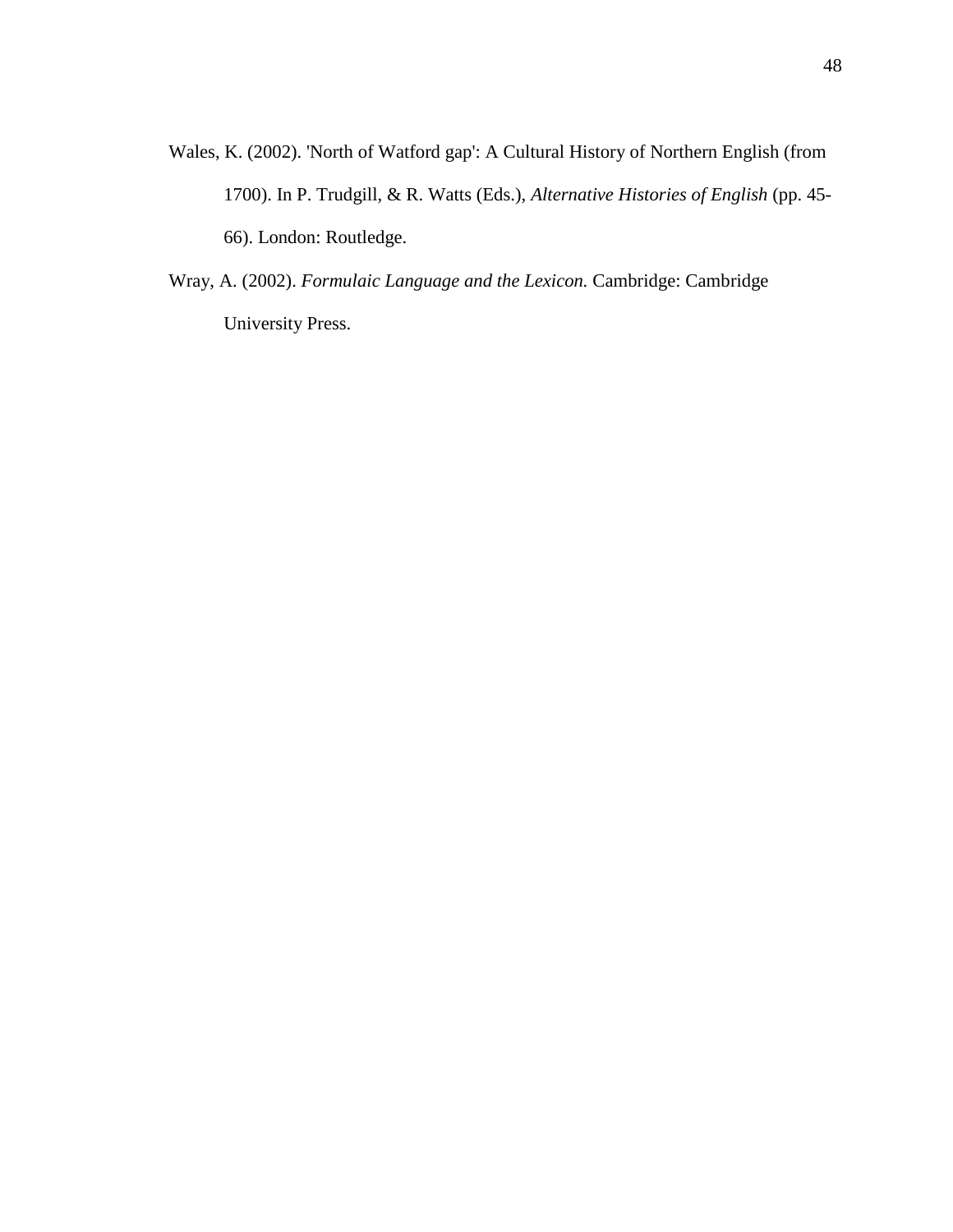Wales, K. (2002). 'North of Watford gap': A Cultural History of Northern English (from 1700). In P. Trudgill, & R. Watts (Eds.), *Alternative Histories of English* (pp. 45-66). London: Routledge.

Wray, A. (2002). *Formulaic Language and the Lexicon.* Cambridge: Cambridge University Press.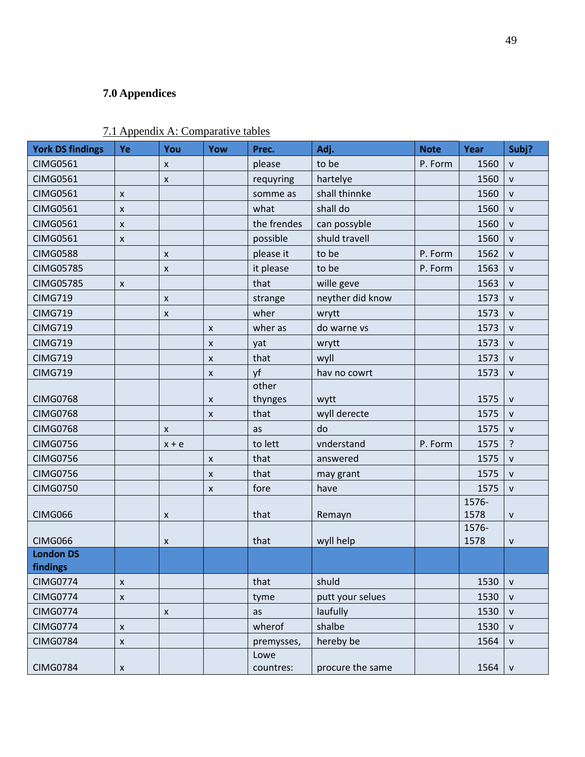## 7.0 Appendices

### 7.1 Appendix A: Comparative tables

| York DS findings | Ye | You | Yow | Prec. | Adj. | Note | Year | Subj? |
|---|---|---|---|---|---|---|---|---|
| CIMG0561 | | x | | please | to be | P. Form | 1560 | v |
| CIMG0561 | | x | | requyring | hartelye | | 1560 | v |
| CIMG0561 | x | | | somme as | shall thinnke | | 1560 | v |
| CIMG0561 | x | | | what | shall do | | 1560 | v |
| CIMG0561 | x | | | the frendes | can possyble | | 1560 | v |
| CIMG0561 | x | | | possible | shuld travell | | 1560 | v |
| CIMG0588 | | x | | please it | to be | P. Form | 1562 | v |
| CIMG05785 | | x | | it please | to be | P. Form | 1563 | v |
| CIMG05785 | x | | | that | wille geve | | 1563 | v |
| CIMG719 | | x | | strange | neyther did know | | 1573 | v |
| CIMG719 | | x | | wher | wrytt | | 1573 | v |
| CIMG719 | | | x | wher as | do warne vs | | 1573 | v |
| CIMG719 | | | x | yat | wrytt | | 1573 | v |
| CIMG719 | | | x | that | wyll | | 1573 | v |
| CIMG719 | | | x | yf | hav no cowrt | | 1573 | v |
| CIMG0768 | | | x | other thynges | wytt | | 1575 | v |
| CIMG0768 | | | x | that | wyll derecte | | 1575 | v |
| CIMG0768 | | x | | as | do | | 1575 | v |
| CIMG0756 | | x + e | | to lett | vnderstand | P. Form | 1575 | ? |
| CIMG0756 | | | x | that | answered | | 1575 | v |
| CIMG0756 | | | x | that | may grant | | 1575 | v |
| CIMG0750 | | | x | fore | have | | 1575 | v |
| CIMG066 | | x | | that | Remayn | | 1576-1578 | v |
| CIMG066 | | x | | that | wyll help | | 1576-1578 | v |
| **London DS findings** | | | | | | | | |
| CIMG0774 | x | | | that | shuld | | 1530 | v |
| CIMG0774 | x | | | tyme | putt your selues | | 1530 | v |
| CIMG0774 | | x | | as | laufully | | 1530 | v |
| CIMG0774 | x | | | wherof | shalbe | | 1530 | v |
| CIMG0784 | x | | | premysses, | hereby be | | 1564 | v |
| CIMG0784 | x | | | Lowe countres: | procure the same | | 1564 | v |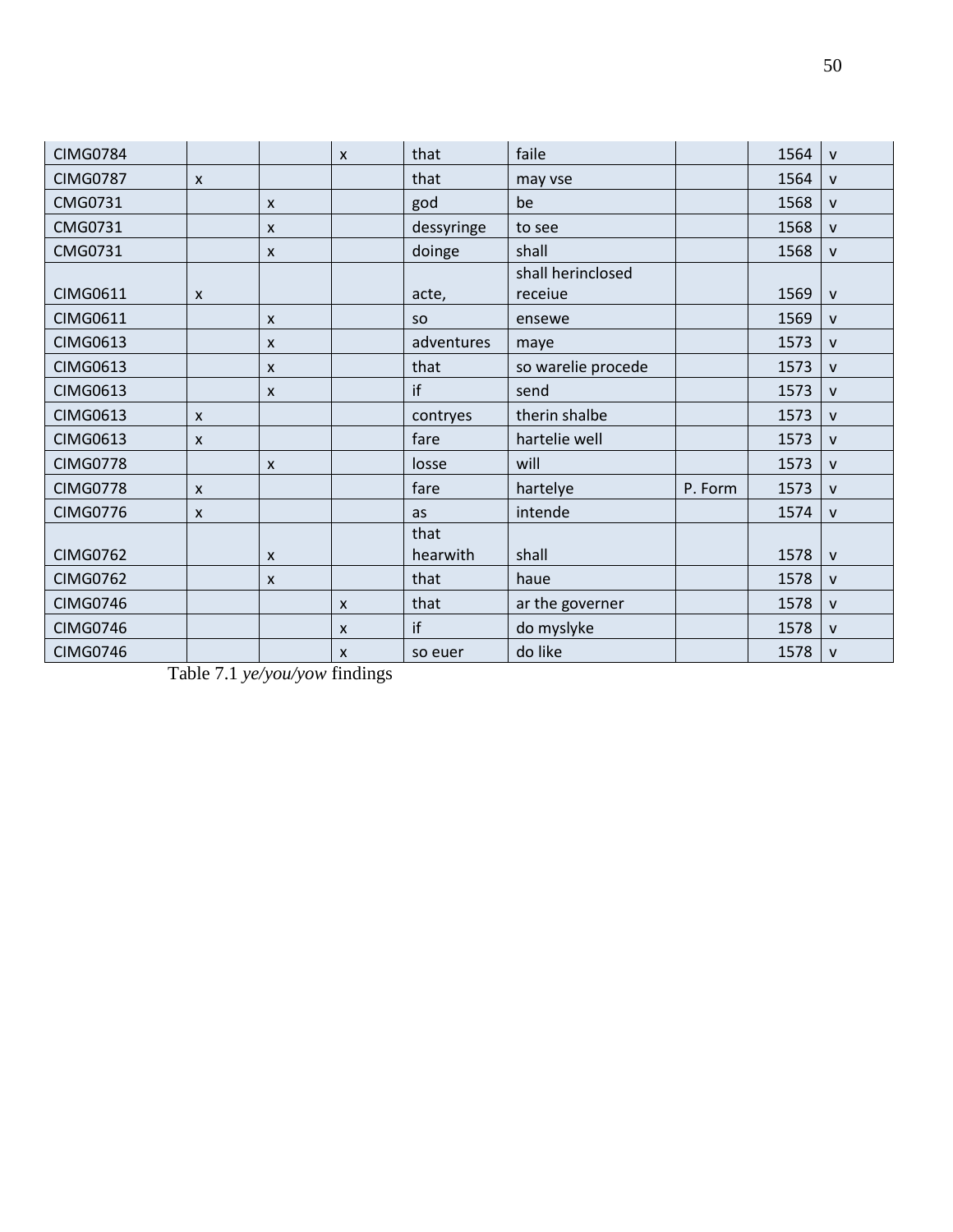| | | | | | | | | |
|---|---|---|---|---|---|---|---|---|
| CIMG0784 | | | x | that | faile | | 1564 | v |
| CIMG0787 | x | | | that | may vse | | 1564 | v |
| CMG0731 | | x | | god | be | | 1568 | v |
| CMG0731 | | x | | dessyringe | to see | | 1568 | v |
| CMG0731 | | x | | doinge | shall | | 1568 | v |
| CIMG0611 | x | | | acte, | shall herinclosed receiue | | 1569 | v |
| CIMG0611 | | x | | so | ensewe | | 1569 | v |
| CIMG0613 | | x | | adventures | maye | | 1573 | v |
| CIMG0613 | | x | | that | so warelie procede | | 1573 | v |
| CIMG0613 | | x | | if | send | | 1573 | v |
| CIMG0613 | x | | | contryes | therin shalbe | | 1573 | v |
| CIMG0613 | x | | | fare | hartelie well | | 1573 | v |
| CIMG0778 | | x | | losse | will | | 1573 | v |
| CIMG0778 | x | | | fare | hartelye | P. Form | 1573 | v |
| CIMG0776 | x | | | as | intende | | 1574 | v |
| CIMG0762 | | x | | that hearwith | shall | | 1578 | v |
| CIMG0762 | | x | | that | haue | | 1578 | v |
| CIMG0746 | | | x | that | ar the governer | | 1578 | v |
| CIMG0746 | | | x | if | do myslyke | | 1578 | v |
| CIMG0746 | | | x | so euer | do like | | 1578 | v |

Table 7.1 *ye/you/yow* findings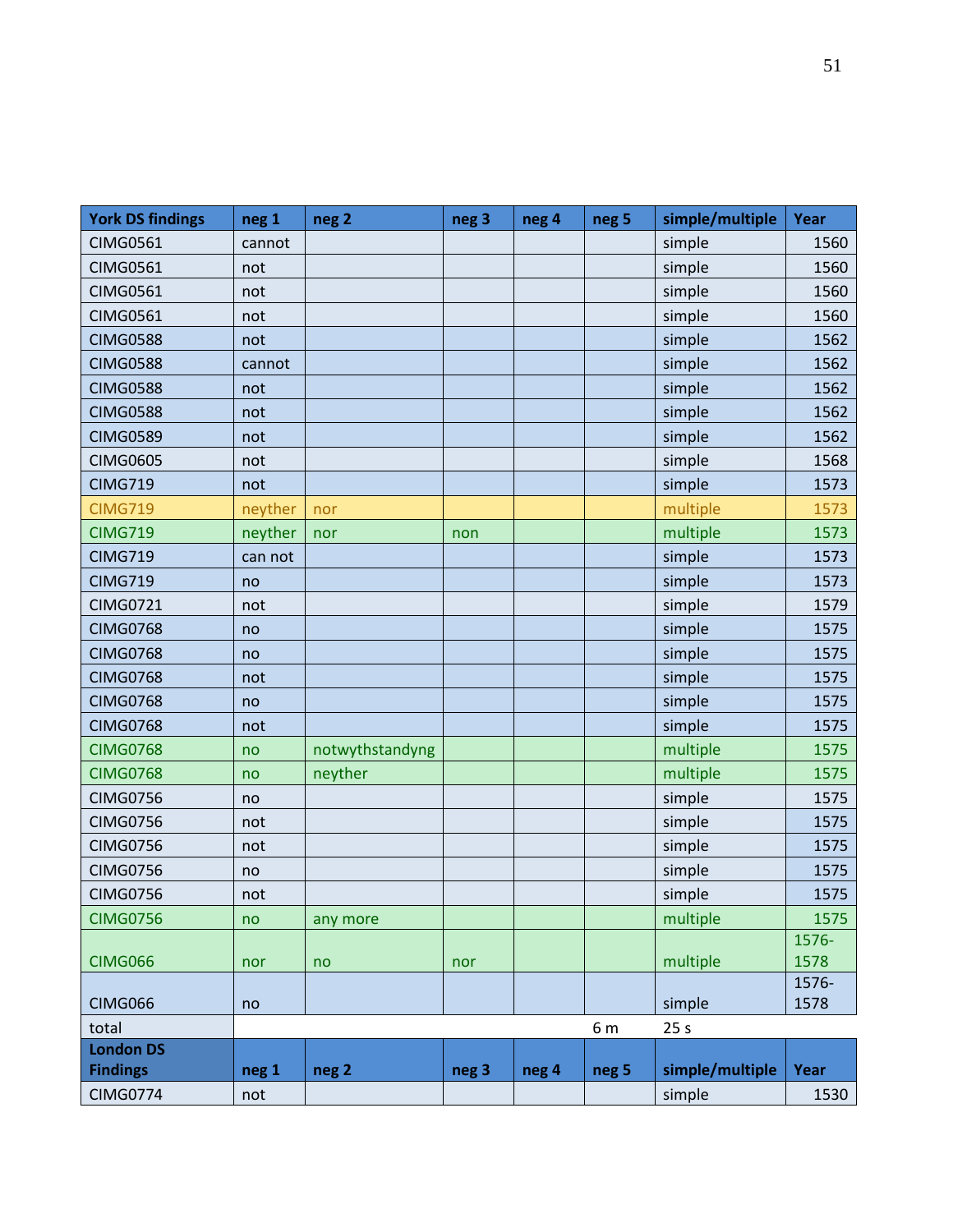| York DS findings | neg 1 | neg 2 | neg 3 | neg 4 | neg 5 | simple/multiple | Year |
|---|---|---|---|---|---|---|---|
| CIMG0561 | cannot | | | | | simple | 1560 |
| CIMG0561 | not | | | | | simple | 1560 |
| CIMG0561 | not | | | | | simple | 1560 |
| CIMG0561 | not | | | | | simple | 1560 |
| CIMG0588 | not | | | | | simple | 1562 |
| CIMG0588 | cannot | | | | | simple | 1562 |
| CIMG0588 | not | | | | | simple | 1562 |
| CIMG0588 | not | | | | | simple | 1562 |
| CIMG0589 | not | | | | | simple | 1562 |
| CIMG0605 | not | | | | | simple | 1568 |
| CIMG719 | not | | | | | simple | 1573 |
| CIMG719 | neyther | nor | | | | multiple | 1573 |
| CIMG719 | neyther | nor | non | | | multiple | 1573 |
| CIMG719 | can not | | | | | simple | 1573 |
| CIMG719 | no | | | | | simple | 1573 |
| CIMG0721 | not | | | | | simple | 1579 |
| CIMG0768 | no | | | | | simple | 1575 |
| CIMG0768 | no | | | | | simple | 1575 |
| CIMG0768 | not | | | | | simple | 1575 |
| CIMG0768 | no | | | | | simple | 1575 |
| CIMG0768 | not | | | | | simple | 1575 |
| CIMG0768 | no | notwythstandyng | | | | multiple | 1575 |
| CIMG0768 | no | neyther | | | | multiple | 1575 |
| CIMG0756 | no | | | | | simple | 1575 |
| CIMG0756 | not | | | | | simple | 1575 |
| CIMG0756 | not | | | | | simple | 1575 |
| CIMG0756 | no | | | | | simple | 1575 |
| CIMG0756 | not | | | | | simple | 1575 |
| CIMG0756 | no | any more | | | | multiple | 1575 |
| CIMG066 | nor | no | nor | | | multiple | 1576-1578 |
| CIMG066 | no | | | | | simple | 1576-1578 |
| total | | | | | 6 m | 25 s | |
| **London DS Findings** | **neg 1** | **neg 2** | **neg 3** | **neg 4** | **neg 5** | **simple/multiple** | **Year** |
| CIMG0774 | not | | | | | simple | 1530 |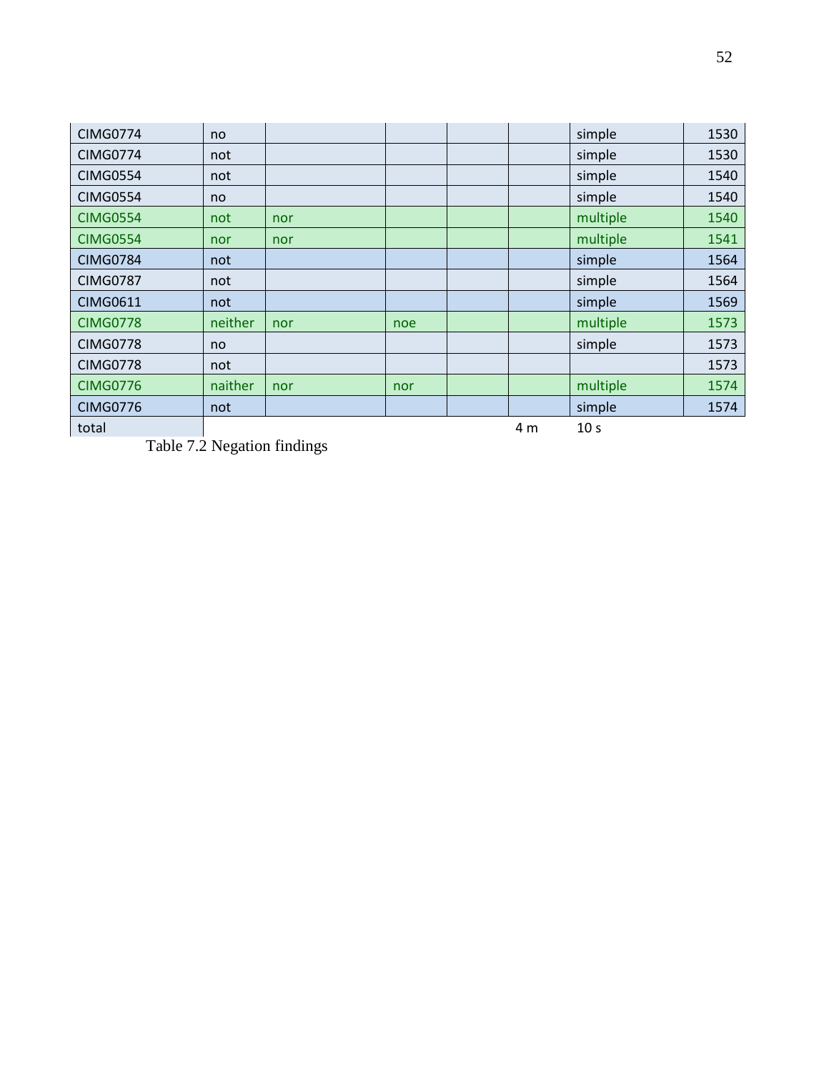| | | | | | | | |
|---|---|---|---|---|---|---|---|
| CIMG0774 | no | | | | | simple | 1530 |
| CIMG0774 | not | | | | | simple | 1530 |
| CIMG0554 | not | | | | | simple | 1540 |
| CIMG0554 | no | | | | | simple | 1540 |
| CIMG0554 | not | nor | | | | multiple | 1540 |
| CIMG0554 | nor | nor | | | | multiple | 1541 |
| CIMG0784 | not | | | | | simple | 1564 |
| CIMG0787 | not | | | | | simple | 1564 |
| CIMG0611 | not | | | | | simple | 1569 |
| CIMG0778 | neither | nor | noe | | | multiple | 1573 |
| CIMG0778 | no | | | | | simple | 1573 |
| CIMG0778 | not | | | | | | 1573 |
| CIMG0776 | naither | nor | nor | | | multiple | 1574 |
| CIMG0776 | not | | | | | simple | 1574 |
| total | | | | | 4 m | 10 s | |

Table 7.2 Negation findings